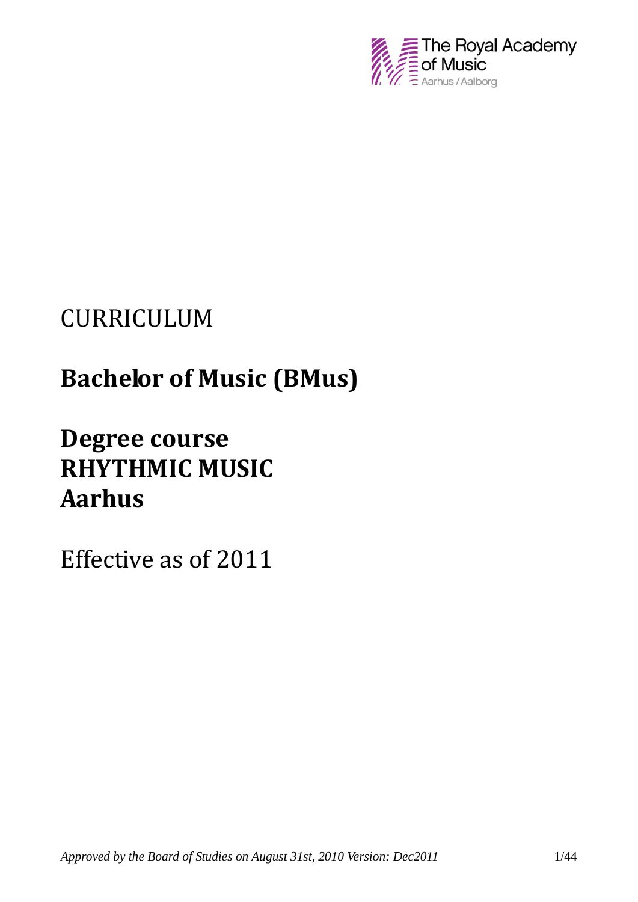The Royal Academy of Music
Aarhus / Aalborg

CURRICULUM

# Bachelor of Music (BMus)

# Degree course
# RHYTHMIC MUSIC
# Aarhus

Effective as of 2011

*Approved by the Board of Studies on August 31st, 2010 Version: Dec2011*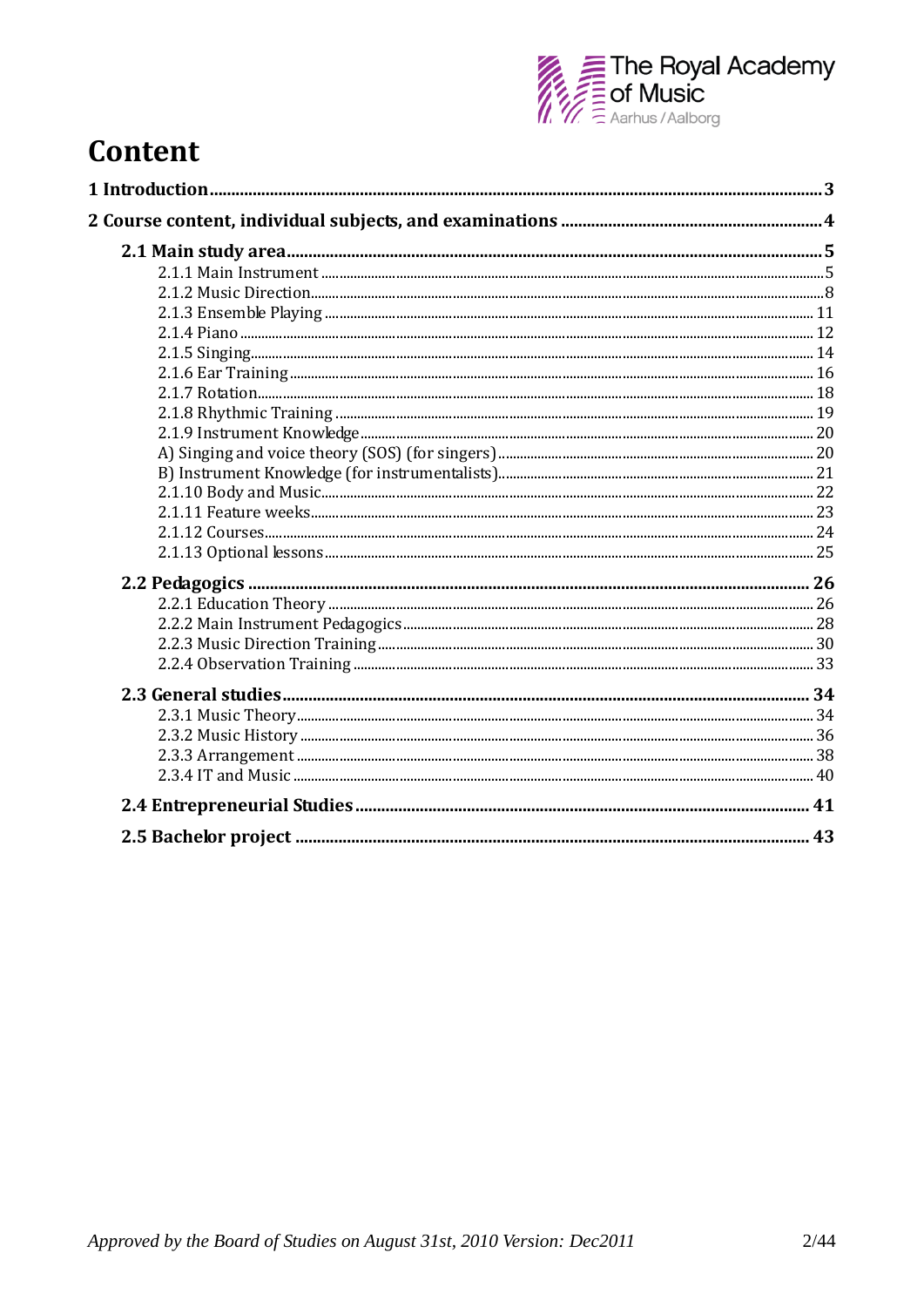# Content

**1 Introduction** ..... **3**

**2 Course content, individual subjects, and examinations** ..... **4**

**2.1 Main study area** ..... **5**

- 2.1.1 Main Instrument ..... 5
- 2.1.2 Music Direction ..... 8
- 2.1.3 Ensemble Playing ..... 11
- 2.1.4 Piano ..... 12
- 2.1.5 Singing ..... 14
- 2.1.6 Ear Training ..... 16
- 2.1.7 Rotation ..... 18
- 2.1.8 Rhythmic Training ..... 19
- 2.1.9 Instrument Knowledge ..... 20
- A) Singing and voice theory (SOS) (for singers) ..... 20
- B) Instrument Knowledge (for instrumentalists) ..... 21
- 2.1.10 Body and Music ..... 22
- 2.1.11 Feature weeks ..... 23
- 2.1.12 Courses ..... 24
- 2.1.13 Optional lessons ..... 25

**2.2 Pedagogics** ..... **26**

- 2.2.1 Education Theory ..... 26
- 2.2.2 Main Instrument Pedagogics ..... 28
- 2.2.3 Music Direction Training ..... 30
- 2.2.4 Observation Training ..... 33

**2.3 General studies** ..... **34**

- 2.3.1 Music Theory ..... 34
- 2.3.2 Music History ..... 36
- 2.3.3 Arrangement ..... 38
- 2.3.4 IT and Music ..... 40

**2.4 Entrepreneurial Studies** ..... **41**

**2.5 Bachelor project** ..... **43**

*Approved by the Board of Studies on August 31st, 2010 Version: Dec2011*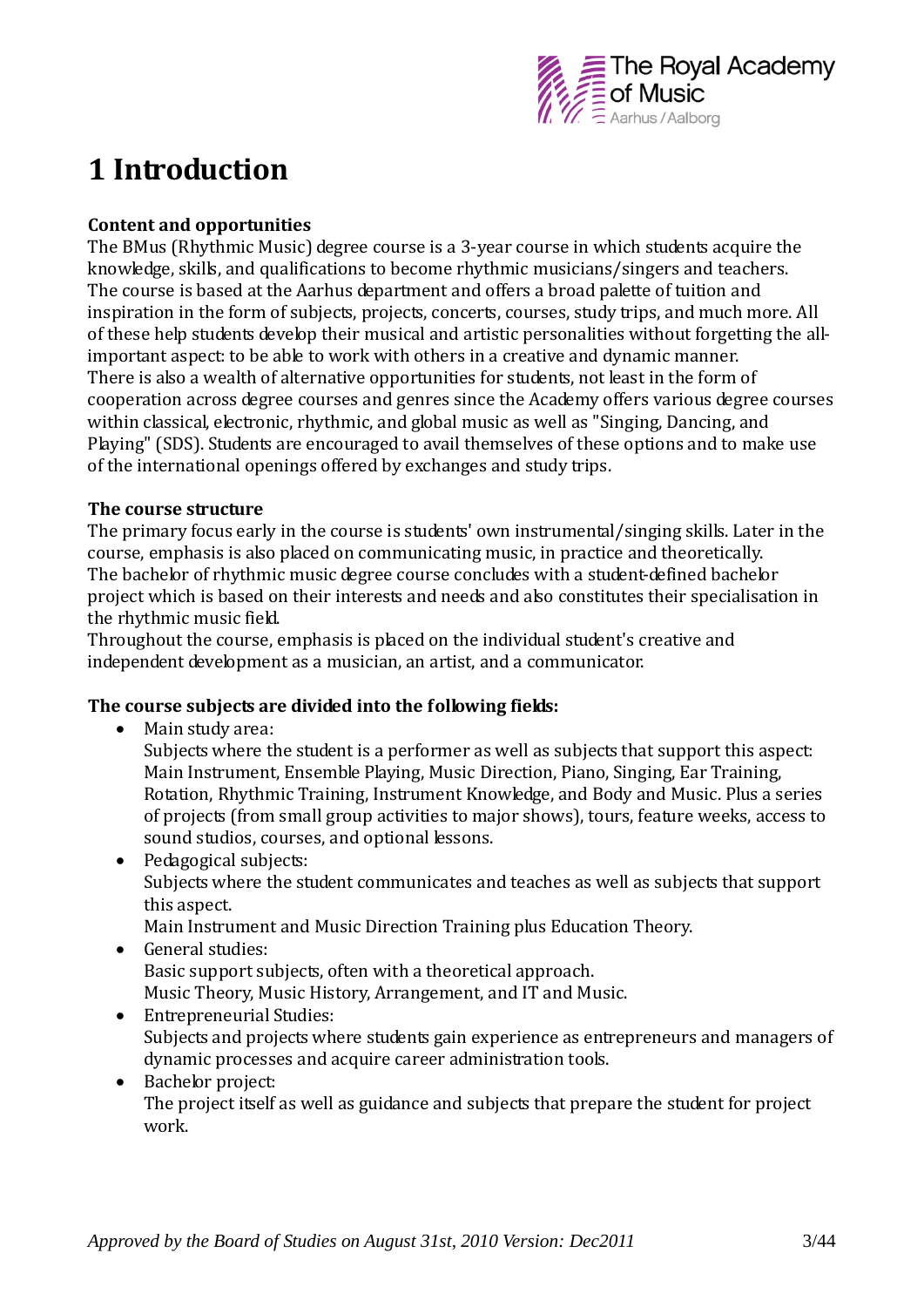# 1 Introduction

**Content and opportunities**

The BMus (Rhythmic Music) degree course is a 3-year course in which students acquire the knowledge, skills, and qualifications to become rhythmic musicians/singers and teachers. The course is based at the Aarhus department and offers a broad palette of tuition and inspiration in the form of subjects, projects, concerts, courses, study trips, and much more. All of these help students develop their musical and artistic personalities without forgetting the all-important aspect: to be able to work with others in a creative and dynamic manner. There is also a wealth of alternative opportunities for students, not least in the form of cooperation across degree courses and genres since the Academy offers various degree courses within classical, electronic, rhythmic, and global music as well as "Singing, Dancing, and Playing" (SDS). Students are encouraged to avail themselves of these options and to make use of the international openings offered by exchanges and study trips.

**The course structure**

The primary focus early in the course is students' own instrumental/singing skills. Later in the course, emphasis is also placed on communicating music, in practice and theoretically. The bachelor of rhythmic music degree course concludes with a student-defined bachelor project which is based on their interests and needs and also constitutes their specialisation in the rhythmic music field.

Throughout the course, emphasis is placed on the individual student's creative and independent development as a musician, an artist, and a communicator.

**The course subjects are divided into the following fields:**

- Main study area:
  Subjects where the student is a performer as well as subjects that support this aspect: Main Instrument, Ensemble Playing, Music Direction, Piano, Singing, Ear Training, Rotation, Rhythmic Training, Instrument Knowledge, and Body and Music. Plus a series of projects (from small group activities to major shows), tours, feature weeks, access to sound studios, courses, and optional lessons.
- Pedagogical subjects:
  Subjects where the student communicates and teaches as well as subjects that support this aspect.
  Main Instrument and Music Direction Training plus Education Theory.
- General studies:
  Basic support subjects, often with a theoretical approach.
  Music Theory, Music History, Arrangement, and IT and Music.
- Entrepreneurial Studies:
  Subjects and projects where students gain experience as entrepreneurs and managers of dynamic processes and acquire career administration tools.
- Bachelor project:
  The project itself as well as guidance and subjects that prepare the student for project work.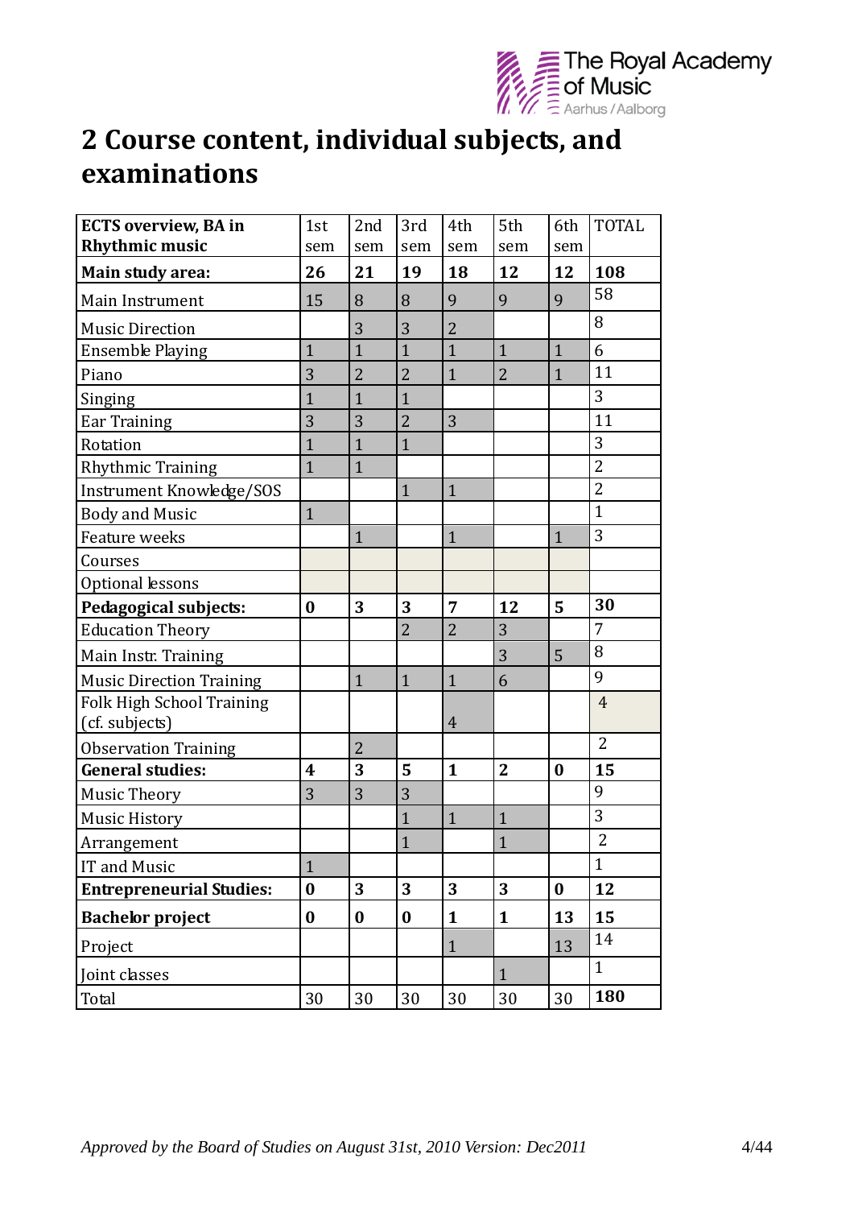# 2 Course content, individual subjects, and examinations

| ECTS overview, BA in Rhythmic music | 1st sem | 2nd sem | 3rd sem | 4th sem | 5th sem | 6th sem | TOTAL |
|---|---|---|---|---|---|---|---|
| **Main study area:** | **26** | **21** | **19** | **18** | **12** | **12** | **108** |
| Main Instrument | 15 | 8 | 8 | 9 | 9 | 9 | 58 |
| Music Direction | | 3 | 3 | 2 | | | 8 |
| Ensemble Playing | 1 | 1 | 1 | 1 | 1 | 1 | 6 |
| Piano | 3 | 2 | 2 | 1 | 2 | 1 | 11 |
| Singing | 1 | 1 | 1 | | | | 3 |
| Ear Training | 3 | 3 | 2 | 3 | | | 11 |
| Rotation | 1 | 1 | 1 | | | | 3 |
| Rhythmic Training | 1 | 1 | | | | | 2 |
| Instrument Knowledge/SOS | | | 1 | 1 | | | 2 |
| Body and Music | 1 | | | | | | 1 |
| Feature weeks | | 1 | | 1 | | 1 | 3 |
| Courses | | | | | | | |
| Optional lessons | | | | | | | |
| **Pedagogical subjects:** | **0** | **3** | **3** | **7** | **12** | **5** | **30** |
| Education Theory | | | 2 | 2 | 3 | | 7 |
| Main Instr. Training | | | | | 3 | 5 | 8 |
| Music Direction Training | | 1 | 1 | 1 | 6 | | 9 |
| Folk High School Training (cf. subjects) | | | | 4 | | | 4 |
| Observation Training | | 2 | | | | | 2 |
| **General studies:** | **4** | **3** | **5** | **1** | **2** | **0** | **15** |
| Music Theory | 3 | 3 | 3 | | | | 9 |
| Music History | | | 1 | 1 | 1 | | 3 |
| Arrangement | | | 1 | | 1 | | 2 |
| IT and Music | 1 | | | | | | 1 |
| **Entrepreneurial Studies:** | **0** | **3** | **3** | **3** | **3** | **0** | **12** |
| **Bachelor project** | **0** | **0** | **0** | **1** | **1** | **13** | **15** |
| Project | | | | 1 | | 13 | 14 |
| Joint classes | | | | | 1 | | 1 |
| Total | 30 | 30 | 30 | 30 | 30 | 30 | **180** |

*Approved by the Board of Studies on August 31st, 2010 Version: Dec2011*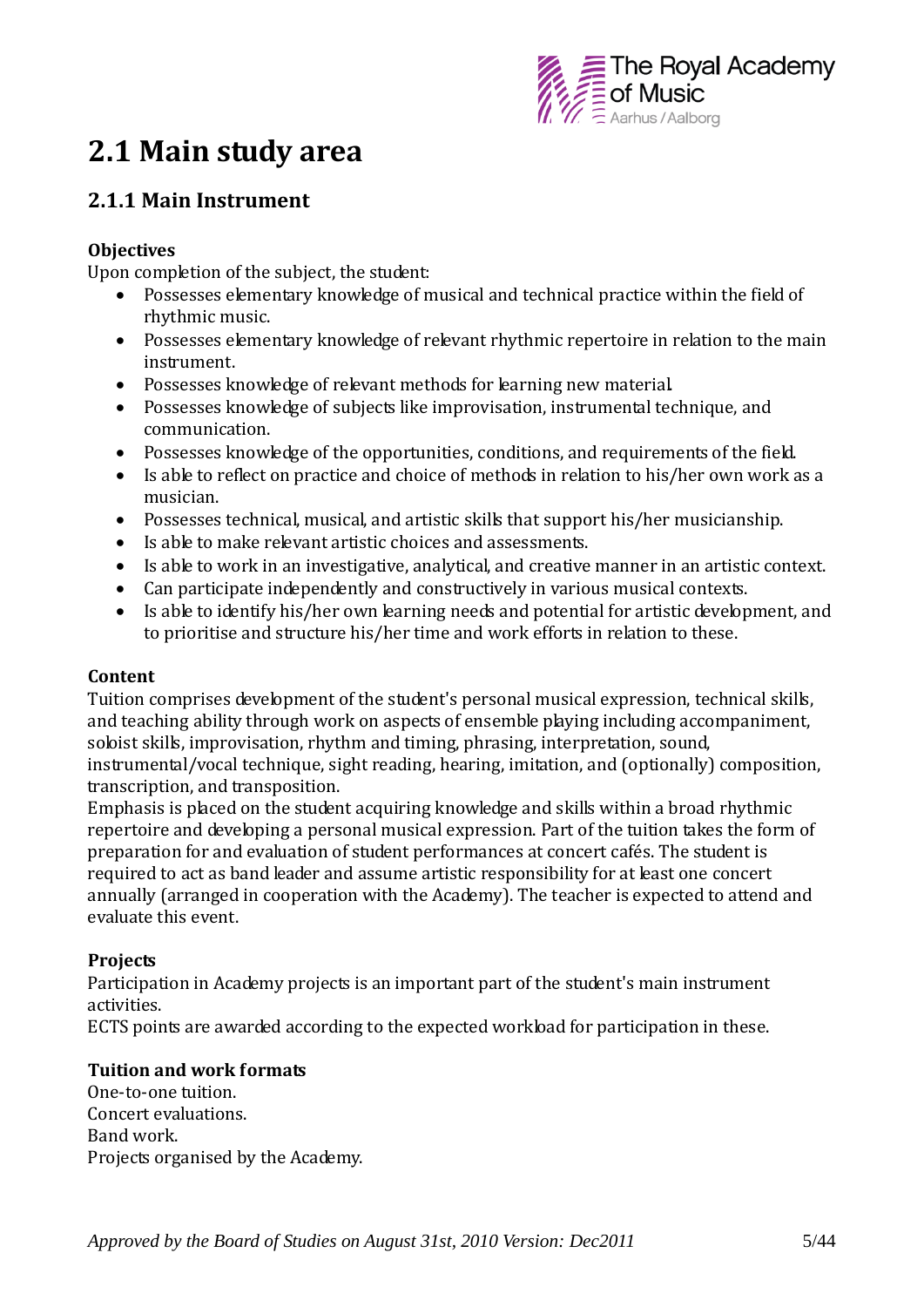# 2.1 Main study area

## 2.1.1 Main Instrument

### Objectives

Upon completion of the subject, the student:

- Possesses elementary knowledge of musical and technical practice within the field of rhythmic music.
- Possesses elementary knowledge of relevant rhythmic repertoire in relation to the main instrument.
- Possesses knowledge of relevant methods for learning new material.
- Possesses knowledge of subjects like improvisation, instrumental technique, and communication.
- Possesses knowledge of the opportunities, conditions, and requirements of the field.
- Is able to reflect on practice and choice of methods in relation to his/her own work as a musician.
- Possesses technical, musical, and artistic skills that support his/her musicianship.
- Is able to make relevant artistic choices and assessments.
- Is able to work in an investigative, analytical, and creative manner in an artistic context.
- Can participate independently and constructively in various musical contexts.
- Is able to identify his/her own learning needs and potential for artistic development, and to prioritise and structure his/her time and work efforts in relation to these.

### Content

Tuition comprises development of the student's personal musical expression, technical skills, and teaching ability through work on aspects of ensemble playing including accompaniment, soloist skills, improvisation, rhythm and timing, phrasing, interpretation, sound, instrumental/vocal technique, sight reading, hearing, imitation, and (optionally) composition, transcription, and transposition.

Emphasis is placed on the student acquiring knowledge and skills within a broad rhythmic repertoire and developing a personal musical expression. Part of the tuition takes the form of preparation for and evaluation of student performances at concert cafés. The student is required to act as band leader and assume artistic responsibility for at least one concert annually (arranged in cooperation with the Academy). The teacher is expected to attend and evaluate this event.

### Projects

Participation in Academy projects is an important part of the student's main instrument activities.

ECTS points are awarded according to the expected workload for participation in these.

### Tuition and work formats

One-to-one tuition.
Concert evaluations.
Band work.
Projects organised by the Academy.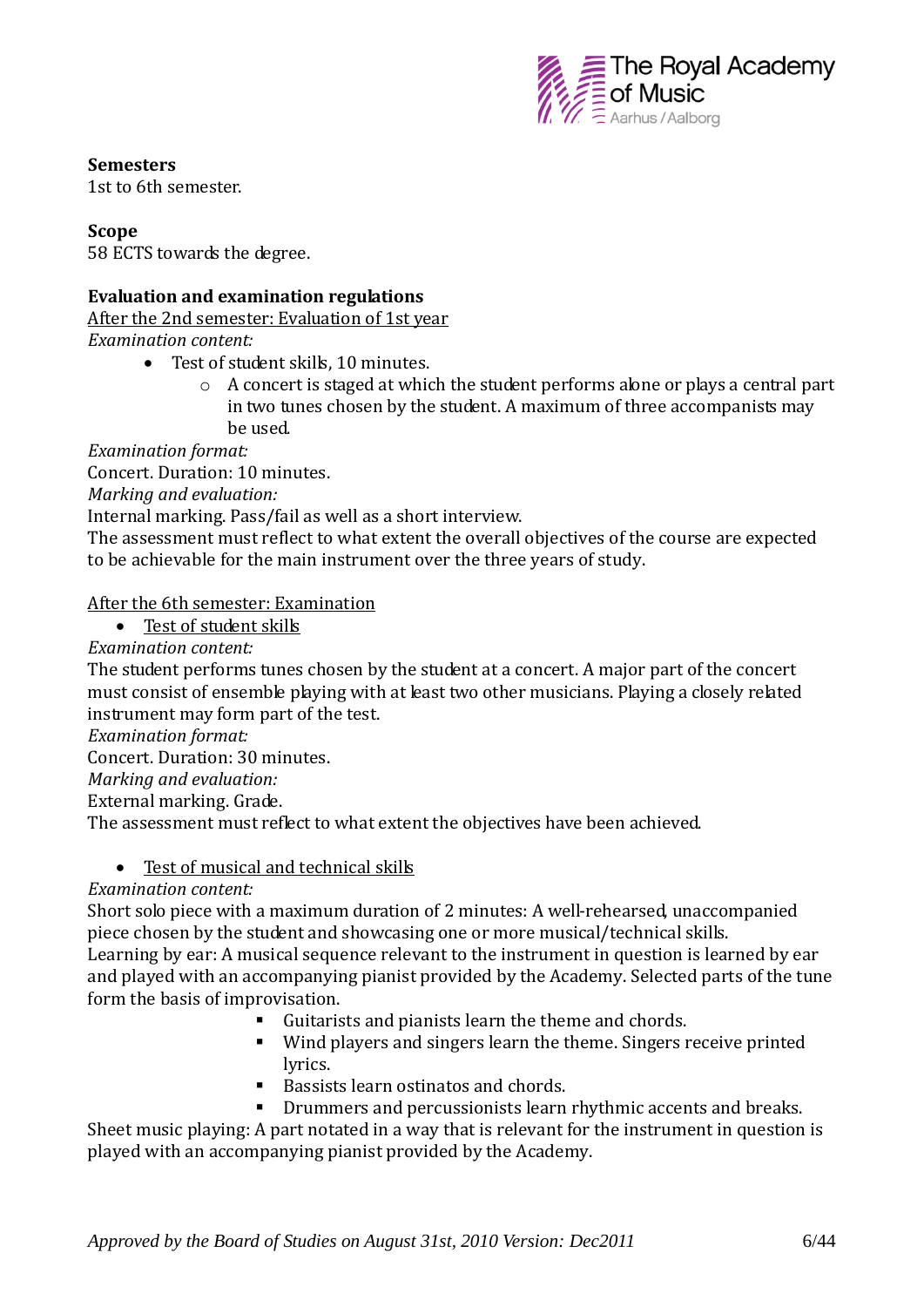**Semesters**
1st to 6th semester.

**Scope**
58 ECTS towards the degree.

**Evaluation and examination regulations**
After the 2nd semester: Evaluation of 1st year
*Examination content:*

- Test of student skills, 10 minutes.
  - A concert is staged at which the student performs alone or plays a central part in two tunes chosen by the student. A maximum of three accompanists may be used.

*Examination format:*
Concert. Duration: 10 minutes.
*Marking and evaluation:*
Internal marking. Pass/fail as well as a short interview.
The assessment must reflect to what extent the overall objectives of the course are expected to be achievable for the main instrument over the three years of study.

After the 6th semester: Examination

- Test of student skills

*Examination content:*
The student performs tunes chosen by the student at a concert. A major part of the concert must consist of ensemble playing with at least two other musicians. Playing a closely related instrument may form part of the test.
*Examination format:*
Concert. Duration: 30 minutes.
*Marking and evaluation:*
External marking. Grade.
The assessment must reflect to what extent the objectives have been achieved.

- Test of musical and technical skills

*Examination content:*
Short solo piece with a maximum duration of 2 minutes: A well-rehearsed, unaccompanied piece chosen by the student and showcasing one or more musical/technical skills.
Learning by ear: A musical sequence relevant to the instrument in question is learned by ear and played with an accompanying pianist provided by the Academy. Selected parts of the tune form the basis of improvisation.

- Guitarists and pianists learn the theme and chords.
- Wind players and singers learn the theme. Singers receive printed lyrics.
- Bassists learn ostinatos and chords.
- Drummers and percussionists learn rhythmic accents and breaks.

Sheet music playing: A part notated in a way that is relevant for the instrument in question is played with an accompanying pianist provided by the Academy.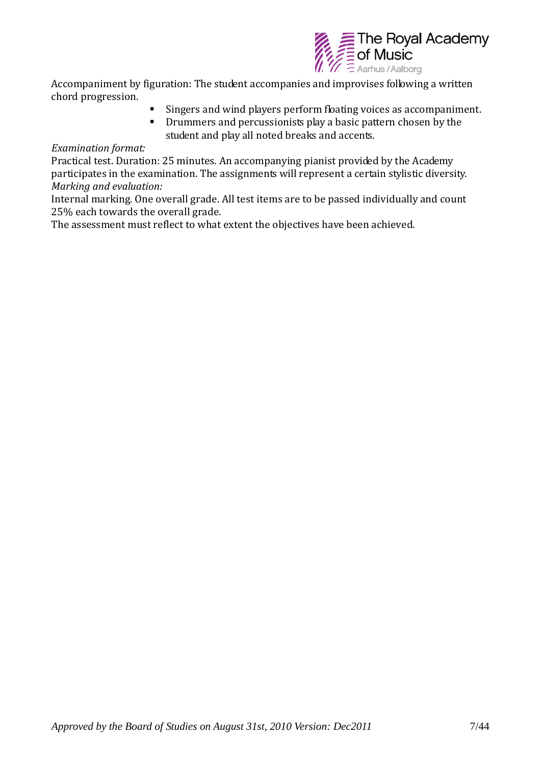Accompaniment by figuration: The student accompanies and improvises following a written chord progression.

- Singers and wind players perform floating voices as accompaniment.
- Drummers and percussionists play a basic pattern chosen by the student and play all noted breaks and accents.

*Examination format:*
Practical test. Duration: 25 minutes. An accompanying pianist provided by the Academy participates in the examination. The assignments will represent a certain stylistic diversity.
*Marking and evaluation:*
Internal marking. One overall grade. All test items are to be passed individually and count 25% each towards the overall grade.
The assessment must reflect to what extent the objectives have been achieved.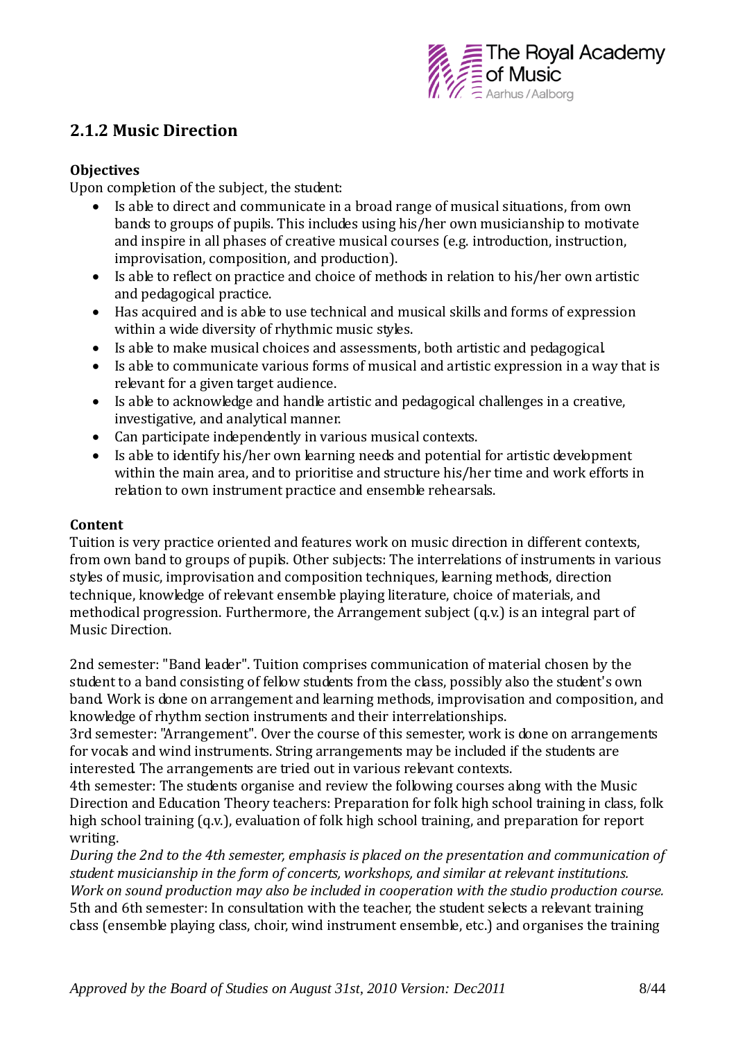## 2.1.2 Music Direction

**Objectives**

Upon completion of the subject, the student:

- Is able to direct and communicate in a broad range of musical situations, from own bands to groups of pupils. This includes using his/her own musicianship to motivate and inspire in all phases of creative musical courses (e.g. introduction, instruction, improvisation, composition, and production).
- Is able to reflect on practice and choice of methods in relation to his/her own artistic and pedagogical practice.
- Has acquired and is able to use technical and musical skills and forms of expression within a wide diversity of rhythmic music styles.
- Is able to make musical choices and assessments, both artistic and pedagogical.
- Is able to communicate various forms of musical and artistic expression in a way that is relevant for a given target audience.
- Is able to acknowledge and handle artistic and pedagogical challenges in a creative, investigative, and analytical manner.
- Can participate independently in various musical contexts.
- Is able to identify his/her own learning needs and potential for artistic development within the main area, and to prioritise and structure his/her time and work efforts in relation to own instrument practice and ensemble rehearsals.

**Content**

Tuition is very practice oriented and features work on music direction in different contexts, from own band to groups of pupils. Other subjects: The interrelations of instruments in various styles of music, improvisation and composition techniques, learning methods, direction technique, knowledge of relevant ensemble playing literature, choice of materials, and methodical progression. Furthermore, the Arrangement subject (q.v.) is an integral part of Music Direction.

2nd semester: "Band leader". Tuition comprises communication of material chosen by the student to a band consisting of fellow students from the class, possibly also the student's own band. Work is done on arrangement and learning methods, improvisation and composition, and knowledge of rhythm section instruments and their interrelationships.
3rd semester: "Arrangement". Over the course of this semester, work is done on arrangements for vocals and wind instruments. String arrangements may be included if the students are interested. The arrangements are tried out in various relevant contexts.
4th semester: The students organise and review the following courses along with the Music Direction and Education Theory teachers: Preparation for folk high school training in class, folk high school training (q.v.), evaluation of folk high school training, and preparation for report writing.
*During the 2nd to the 4th semester, emphasis is placed on the presentation and communication of student musicianship in the form of concerts, workshops, and similar at relevant institutions. Work on sound production may also be included in cooperation with the studio production course.*
5th and 6th semester: In consultation with the teacher, the student selects a relevant training class (ensemble playing class, choir, wind instrument ensemble, etc.) and organises the training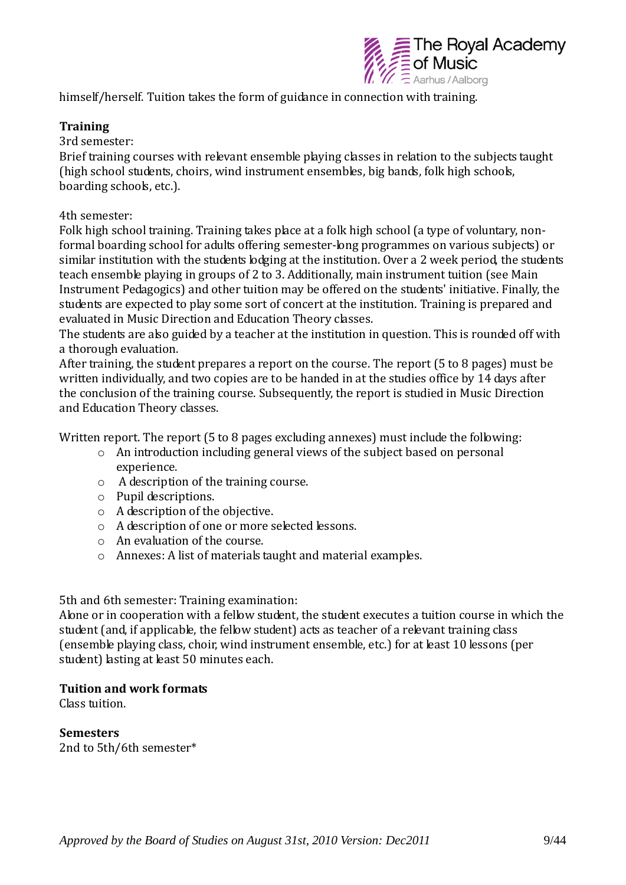himself/herself. Tuition takes the form of guidance in connection with training.

**Training**

3rd semester:

Brief training courses with relevant ensemble playing classes in relation to the subjects taught (high school students, choirs, wind instrument ensembles, big bands, folk high schools, boarding schools, etc.).

4th semester:

Folk high school training. Training takes place at a folk high school (a type of voluntary, non-formal boarding school for adults offering semester-long programmes on various subjects) or similar institution with the students lodging at the institution. Over a 2 week period, the students teach ensemble playing in groups of 2 to 3. Additionally, main instrument tuition (see Main Instrument Pedagogics) and other tuition may be offered on the students' initiative. Finally, the students are expected to play some sort of concert at the institution. Training is prepared and evaluated in Music Direction and Education Theory classes.

The students are also guided by a teacher at the institution in question. This is rounded off with a thorough evaluation.

After training, the student prepares a report on the course. The report (5 to 8 pages) must be written individually, and two copies are to be handed in at the studies office by 14 days after the conclusion of the training course. Subsequently, the report is studied in Music Direction and Education Theory classes.

Written report. The report (5 to 8 pages excluding annexes) must include the following:

- An introduction including general views of the subject based on personal experience.
- A description of the training course.
- Pupil descriptions.
- A description of the objective.
- A description of one or more selected lessons.
- An evaluation of the course.
- Annexes: A list of materials taught and material examples.

5th and 6th semester: Training examination:

Alone or in cooperation with a fellow student, the student executes a tuition course in which the student (and, if applicable, the fellow student) acts as teacher of a relevant training class (ensemble playing class, choir, wind instrument ensemble, etc.) for at least 10 lessons (per student) lasting at least 50 minutes each.

**Tuition and work formats**

Class tuition.

**Semesters**

2nd to 5th/6th semester*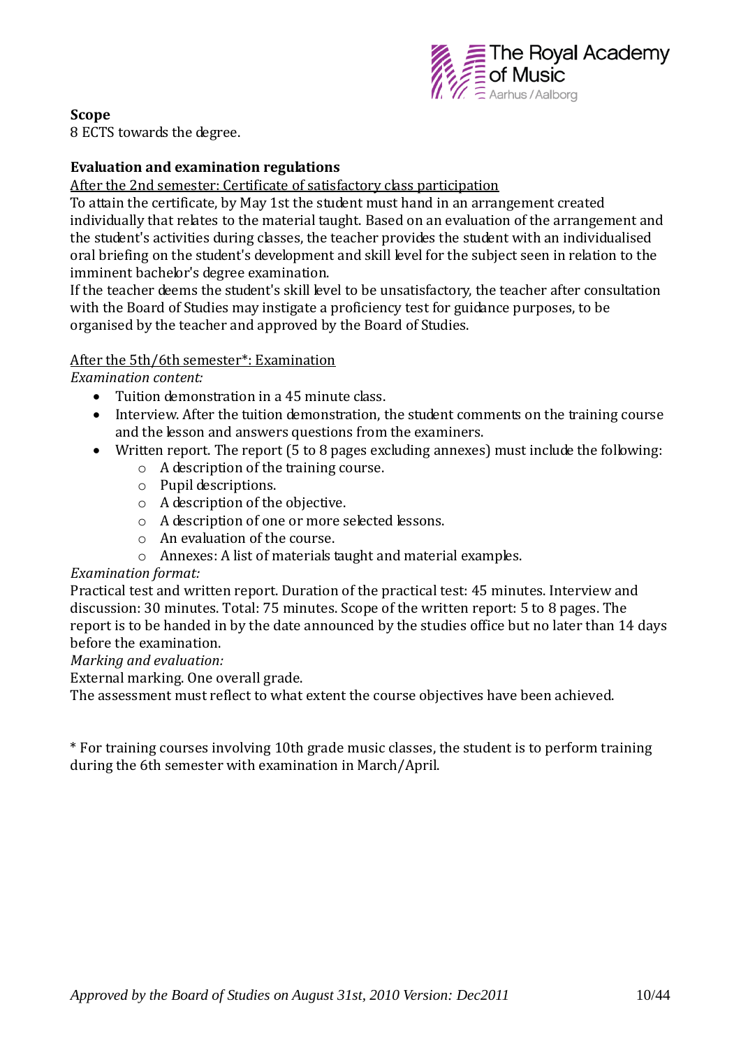**Scope**

8 ECTS towards the degree.

**Evaluation and examination regulations**

<u>After the 2nd semester: Certificate of satisfactory class participation</u>

To attain the certificate, by May 1st the student must hand in an arrangement created individually that relates to the material taught. Based on an evaluation of the arrangement and the student's activities during classes, the teacher provides the student with an individualised oral briefing on the student's development and skill level for the subject seen in relation to the imminent bachelor's degree examination.

If the teacher deems the student's skill level to be unsatisfactory, the teacher after consultation with the Board of Studies may instigate a proficiency test for guidance purposes, to be organised by the teacher and approved by the Board of Studies.

<u>After the 5th/6th semester*: Examination</u>

*Examination content:*

- Tuition demonstration in a 45 minute class.
- Interview. After the tuition demonstration, the student comments on the training course and the lesson and answers questions from the examiners.
- Written report. The report (5 to 8 pages excluding annexes) must include the following:
    - A description of the training course.
    - Pupil descriptions.
    - A description of the objective.
    - A description of one or more selected lessons.
    - An evaluation of the course.
    - Annexes: A list of materials taught and material examples.

*Examination format:*

Practical test and written report. Duration of the practical test: 45 minutes. Interview and discussion: 30 minutes. Total: 75 minutes. Scope of the written report: 5 to 8 pages. The report is to be handed in by the date announced by the studies office but no later than 14 days before the examination.

*Marking and evaluation:*

External marking. One overall grade.

The assessment must reflect to what extent the course objectives have been achieved.

* For training courses involving 10th grade music classes, the student is to perform training during the 6th semester with examination in March/April.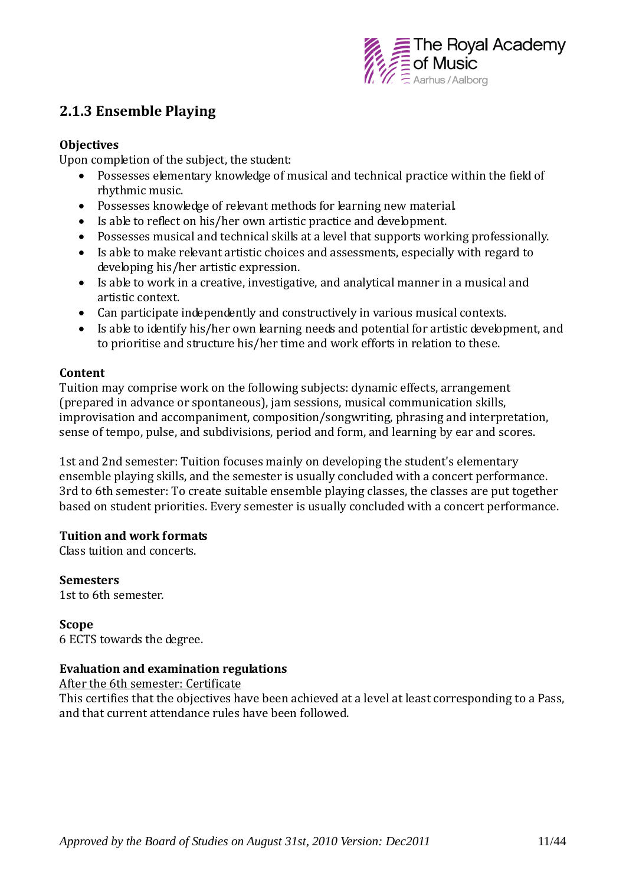## 2.1.3 Ensemble Playing

**Objectives**

Upon completion of the subject, the student:

- Possesses elementary knowledge of musical and technical practice within the field of rhythmic music.
- Possesses knowledge of relevant methods for learning new material.
- Is able to reflect on his/her own artistic practice and development.
- Possesses musical and technical skills at a level that supports working professionally.
- Is able to make relevant artistic choices and assessments, especially with regard to developing his/her artistic expression.
- Is able to work in a creative, investigative, and analytical manner in a musical and artistic context.
- Can participate independently and constructively in various musical contexts.
- Is able to identify his/her own learning needs and potential for artistic development, and to prioritise and structure his/her time and work efforts in relation to these.

**Content**

Tuition may comprise work on the following subjects: dynamic effects, arrangement (prepared in advance or spontaneous), jam sessions, musical communication skills, improvisation and accompaniment, composition/songwriting, phrasing and interpretation, sense of tempo, pulse, and subdivisions, period and form, and learning by ear and scores.

1st and 2nd semester: Tuition focuses mainly on developing the student's elementary ensemble playing skills, and the semester is usually concluded with a concert performance.
3rd to 6th semester: To create suitable ensemble playing classes, the classes are put together based on student priorities. Every semester is usually concluded with a concert performance.

**Tuition and work formats**

Class tuition and concerts.

**Semesters**

1st to 6th semester.

**Scope**

6 ECTS towards the degree.

**Evaluation and examination regulations**

<u>After the 6th semester: Certificate</u>

This certifies that the objectives have been achieved at a level at least corresponding to a Pass, and that current attendance rules have been followed.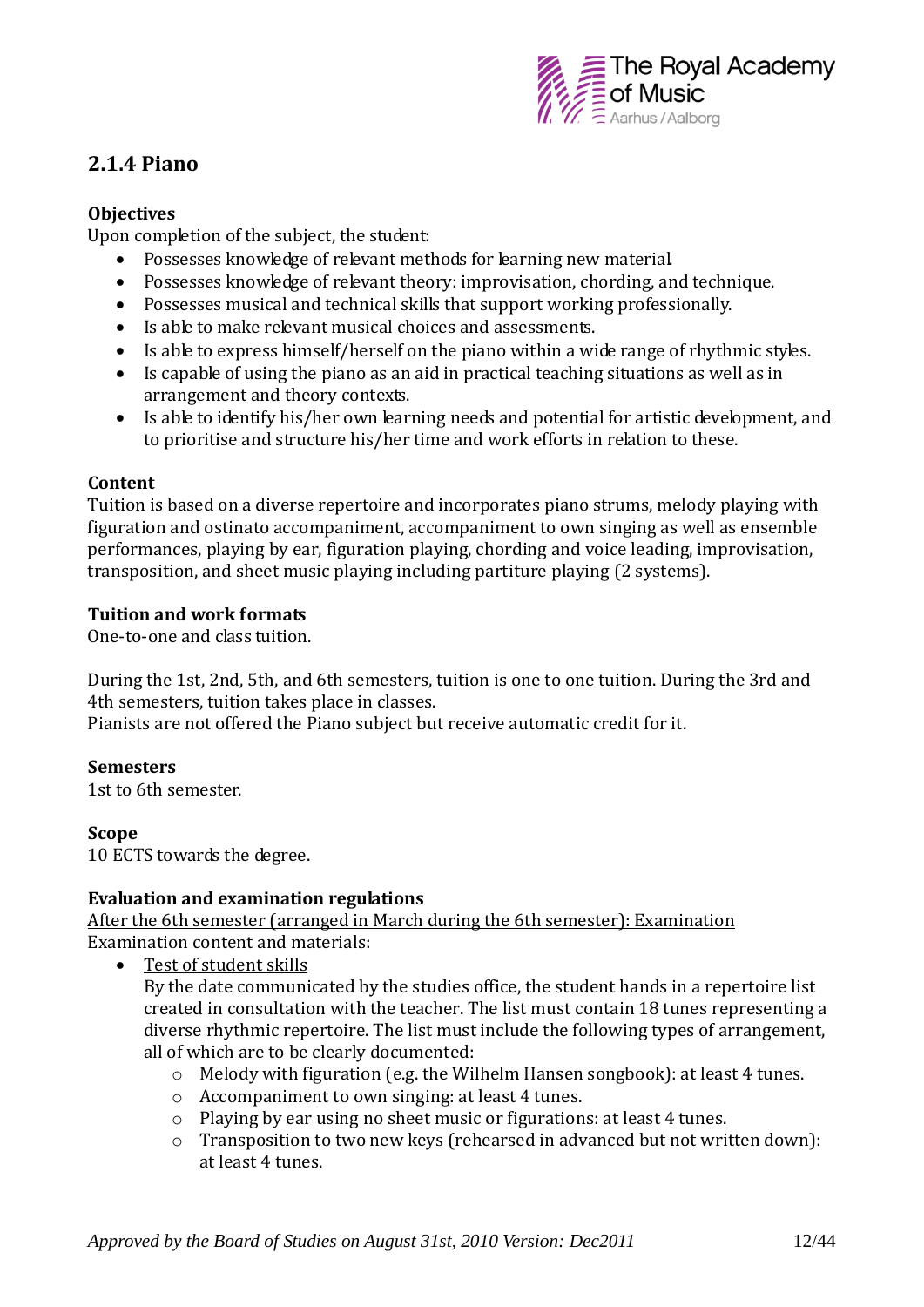## 2.1.4 Piano

**Objectives**
Upon completion of the subject, the student:

- Possesses knowledge of relevant methods for learning new material.
- Possesses knowledge of relevant theory: improvisation, chording, and technique.
- Possesses musical and technical skills that support working professionally.
- Is able to make relevant musical choices and assessments.
- Is able to express himself/herself on the piano within a wide range of rhythmic styles.
- Is capable of using the piano as an aid in practical teaching situations as well as in arrangement and theory contexts.
- Is able to identify his/her own learning needs and potential for artistic development, and to prioritise and structure his/her time and work efforts in relation to these.

**Content**
Tuition is based on a diverse repertoire and incorporates piano strums, melody playing with figuration and ostinato accompaniment, accompaniment to own singing as well as ensemble performances, playing by ear, figuration playing, chording and voice leading, improvisation, transposition, and sheet music playing including partiture playing (2 systems).

**Tuition and work formats**
One-to-one and class tuition.

During the 1st, 2nd, 5th, and 6th semesters, tuition is one to one tuition. During the 3rd and 4th semesters, tuition takes place in classes.
Pianists are not offered the Piano subject but receive automatic credit for it.

**Semesters**
1st to 6th semester.

**Scope**
10 ECTS towards the degree.

**Evaluation and examination regulations**
<u>After the 6th semester (arranged in March during the 6th semester): Examination</u>
Examination content and materials:

- <u>Test of student skills</u>
  By the date communicated by the studies office, the student hands in a repertoire list created in consultation with the teacher. The list must contain 18 tunes representing a diverse rhythmic repertoire. The list must include the following types of arrangement, all of which are to be clearly documented:
  - Melody with figuration (e.g. the Wilhelm Hansen songbook): at least 4 tunes.
  - Accompaniment to own singing: at least 4 tunes.
  - Playing by ear using no sheet music or figurations: at least 4 tunes.
  - Transposition to two new keys (rehearsed in advanced but not written down): at least 4 tunes.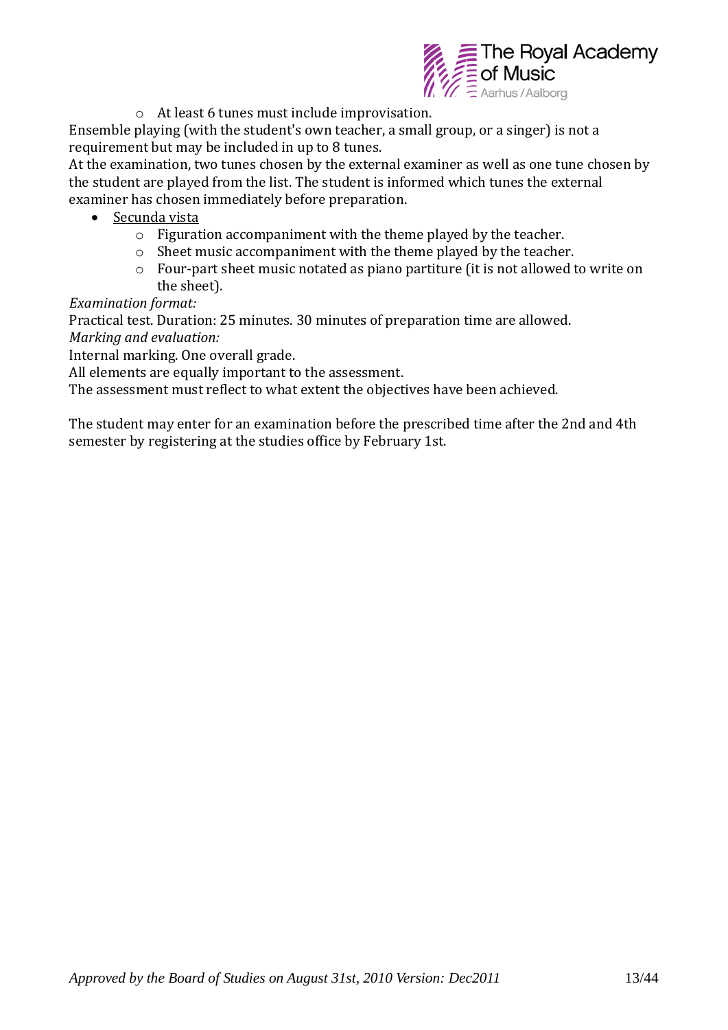- At least 6 tunes must include improvisation.

Ensemble playing (with the student's own teacher, a small group, or a singer) is not a requirement but may be included in up to 8 tunes.
At the examination, two tunes chosen by the external examiner as well as one tune chosen by the student are played from the list. The student is informed which tunes the external examiner has chosen immediately before preparation.

- Secunda vista
    - Figuration accompaniment with the theme played by the teacher.
    - Sheet music accompaniment with the theme played by the teacher.
    - Four-part sheet music notated as piano partiture (it is not allowed to write on the sheet).

*Examination format:*
Practical test. Duration: 25 minutes. 30 minutes of preparation time are allowed.
*Marking and evaluation:*
Internal marking. One overall grade.
All elements are equally important to the assessment.
The assessment must reflect to what extent the objectives have been achieved.

The student may enter for an examination before the prescribed time after the 2nd and 4th semester by registering at the studies office by February 1st.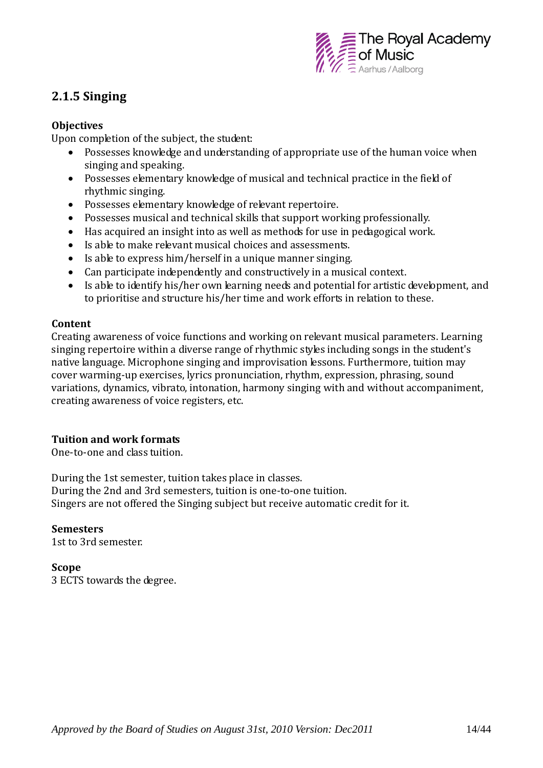## 2.1.5 Singing

**Objectives**

Upon completion of the subject, the student:

- Possesses knowledge and understanding of appropriate use of the human voice when singing and speaking.
- Possesses elementary knowledge of musical and technical practice in the field of rhythmic singing.
- Possesses elementary knowledge of relevant repertoire.
- Possesses musical and technical skills that support working professionally.
- Has acquired an insight into as well as methods for use in pedagogical work.
- Is able to make relevant musical choices and assessments.
- Is able to express him/herself in a unique manner singing.
- Can participate independently and constructively in a musical context.
- Is able to identify his/her own learning needs and potential for artistic development, and to prioritise and structure his/her time and work efforts in relation to these.

**Content**

Creating awareness of voice functions and working on relevant musical parameters. Learning singing repertoire within a diverse range of rhythmic styles including songs in the student's native language. Microphone singing and improvisation lessons. Furthermore, tuition may cover warming-up exercises, lyrics pronunciation, rhythm, expression, phrasing, sound variations, dynamics, vibrato, intonation, harmony singing with and without accompaniment, creating awareness of voice registers, etc.

**Tuition and work formats**

One-to-one and class tuition.

During the 1st semester, tuition takes place in classes.
During the 2nd and 3rd semesters, tuition is one-to-one tuition.
Singers are not offered the Singing subject but receive automatic credit for it.

**Semesters**

1st to 3rd semester.

**Scope**

3 ECTS towards the degree.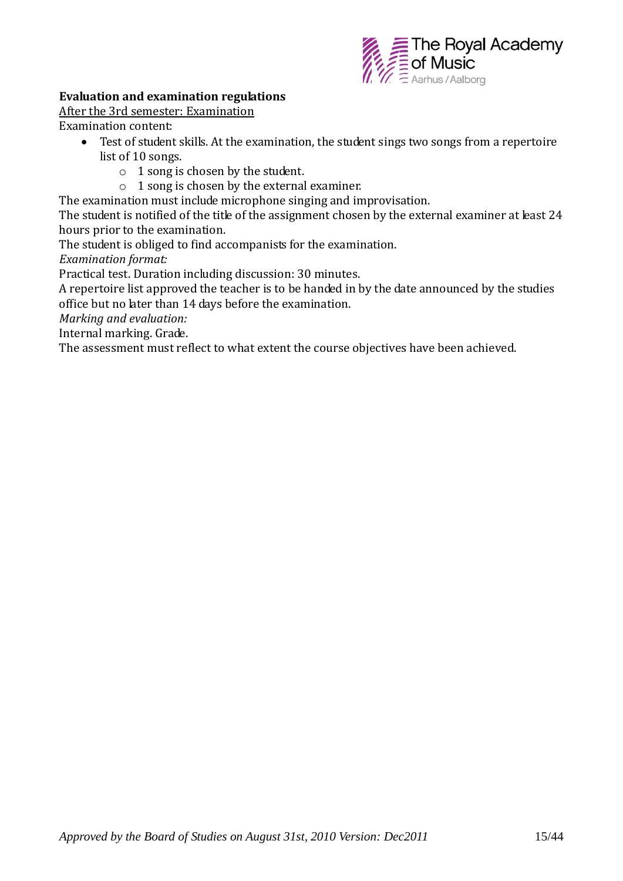**Evaluation and examination regulations**

After the 3rd semester: Examination

Examination content:

- Test of student skills. At the examination, the student sings two songs from a repertoire list of 10 songs.
    - 1 song is chosen by the student.
    - 1 song is chosen by the external examiner.

The examination must include microphone singing and improvisation.

The student is notified of the title of the assignment chosen by the external examiner at least 24 hours prior to the examination.

The student is obliged to find accompanists for the examination.

*Examination format:*

Practical test. Duration including discussion: 30 minutes.

A repertoire list approved the teacher is to be handed in by the date announced by the studies office but no later than 14 days before the examination.

*Marking and evaluation:*

Internal marking. Grade.

The assessment must reflect to what extent the course objectives have been achieved.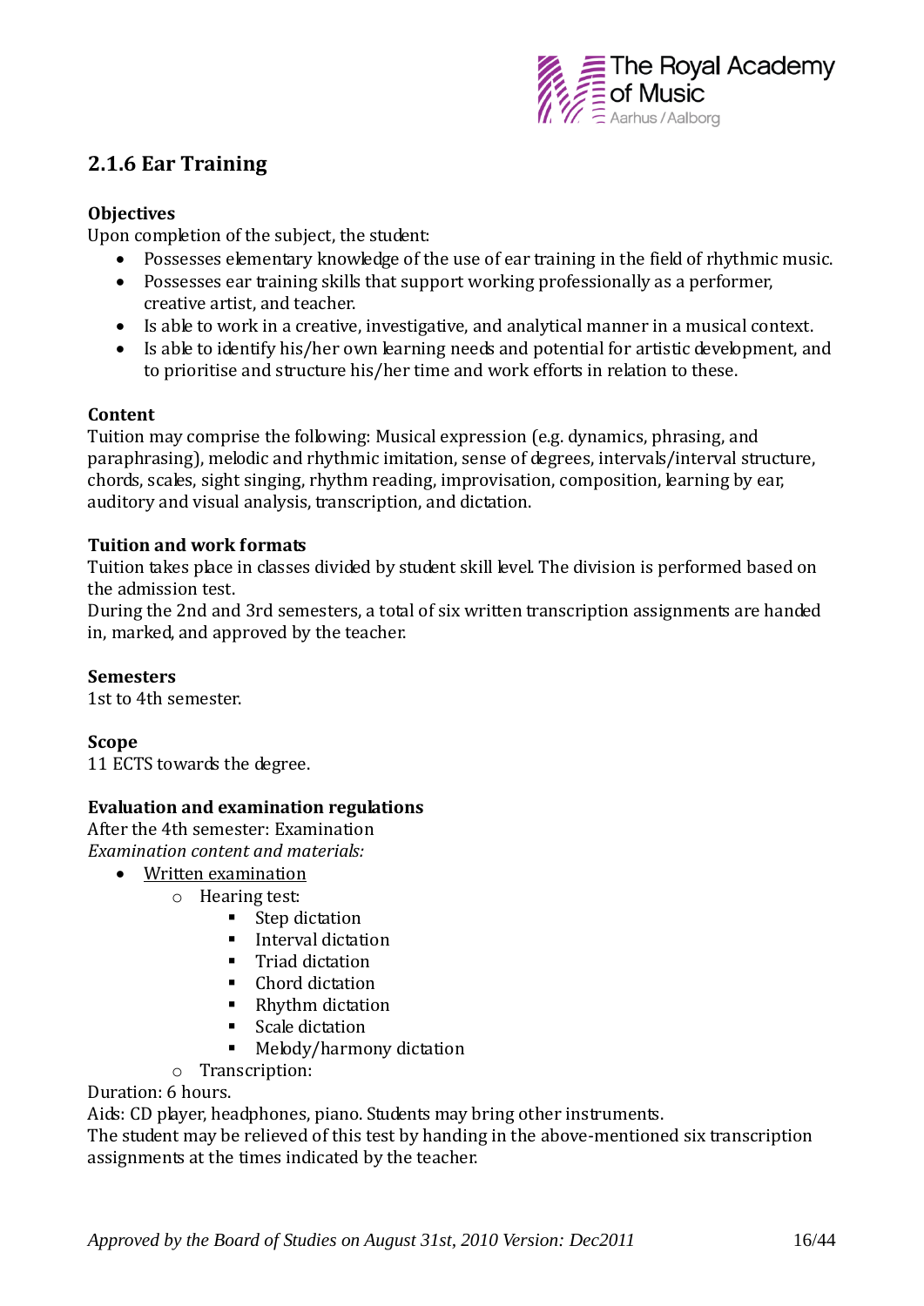## 2.1.6 Ear Training

**Objectives**

Upon completion of the subject, the student:

- Possesses elementary knowledge of the use of ear training in the field of rhythmic music.
- Possesses ear training skills that support working professionally as a performer, creative artist, and teacher.
- Is able to work in a creative, investigative, and analytical manner in a musical context.
- Is able to identify his/her own learning needs and potential for artistic development, and to prioritise and structure his/her time and work efforts in relation to these.

**Content**

Tuition may comprise the following: Musical expression (e.g. dynamics, phrasing, and paraphrasing), melodic and rhythmic imitation, sense of degrees, intervals/interval structure, chords, scales, sight singing, rhythm reading, improvisation, composition, learning by ear, auditory and visual analysis, transcription, and dictation.

**Tuition and work formats**

Tuition takes place in classes divided by student skill level. The division is performed based on the admission test.

During the 2nd and 3rd semesters, a total of six written transcription assignments are handed in, marked, and approved by the teacher.

**Semesters**

1st to 4th semester.

**Scope**

11 ECTS towards the degree.

**Evaluation and examination regulations**

After the 4th semester: Examination

*Examination content and materials:*

- <u>Written examination</u>
  - Hearing test:
    - Step dictation
    - Interval dictation
    - Triad dictation
    - Chord dictation
    - Rhythm dictation
    - Scale dictation
    - Melody/harmony dictation
  - Transcription:

Duration: 6 hours.

Aids: CD player, headphones, piano. Students may bring other instruments.

The student may be relieved of this test by handing in the above-mentioned six transcription assignments at the times indicated by the teacher.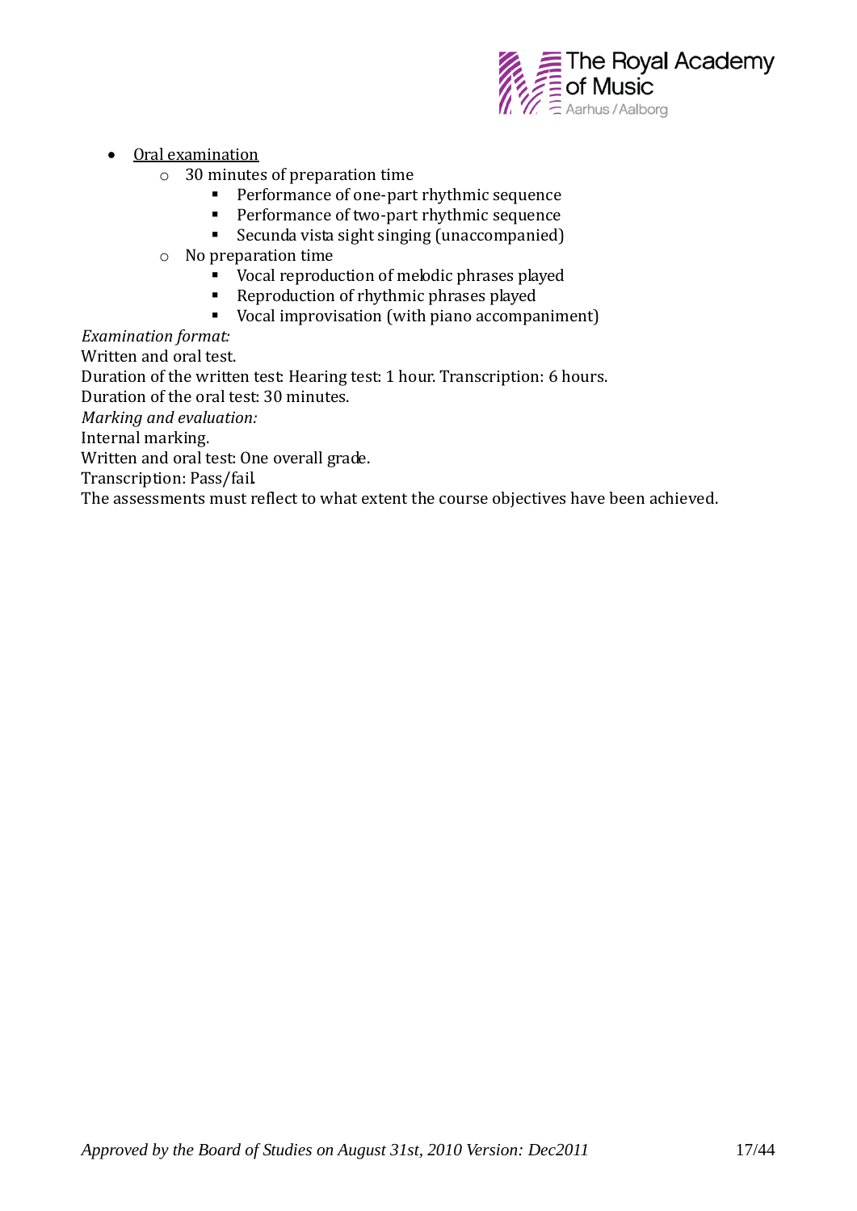- <u>Oral examination</u>
  - 30 minutes of preparation time
    - Performance of one-part rhythmic sequence
    - Performance of two-part rhythmic sequence
    - Secunda vista sight singing (unaccompanied)
  - No preparation time
    - Vocal reproduction of melodic phrases played
    - Reproduction of rhythmic phrases played
    - Vocal improvisation (with piano accompaniment)

*Examination format:*

Written and oral test.

Duration of the written test: Hearing test: 1 hour. Transcription: 6 hours.

Duration of the oral test: 30 minutes.

*Marking and evaluation:*

Internal marking.

Written and oral test: One overall grade.

Transcription: Pass/fail.

The assessments must reflect to what extent the course objectives have been achieved.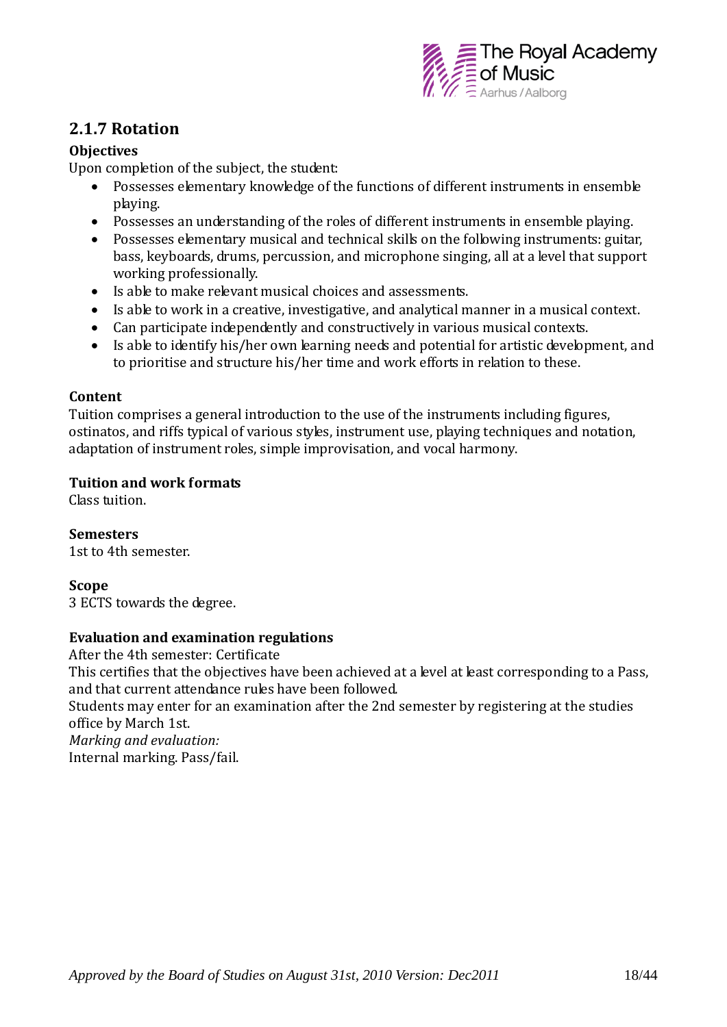## 2.1.7 Rotation

**Objectives**

Upon completion of the subject, the student:

- Possesses elementary knowledge of the functions of different instruments in ensemble playing.
- Possesses an understanding of the roles of different instruments in ensemble playing.
- Possesses elementary musical and technical skills on the following instruments: guitar, bass, keyboards, drums, percussion, and microphone singing, all at a level that support working professionally.
- Is able to make relevant musical choices and assessments.
- Is able to work in a creative, investigative, and analytical manner in a musical context.
- Can participate independently and constructively in various musical contexts.
- Is able to identify his/her own learning needs and potential for artistic development, and to prioritise and structure his/her time and work efforts in relation to these.

**Content**

Tuition comprises a general introduction to the use of the instruments including figures, ostinatos, and riffs typical of various styles, instrument use, playing techniques and notation, adaptation of instrument roles, simple improvisation, and vocal harmony.

**Tuition and work formats**

Class tuition.

**Semesters**

1st to 4th semester.

**Scope**

3 ECTS towards the degree.

**Evaluation and examination regulations**

After the 4th semester: Certificate

This certifies that the objectives have been achieved at a level at least corresponding to a Pass, and that current attendance rules have been followed.

Students may enter for an examination after the 2nd semester by registering at the studies office by March 1st.

*Marking and evaluation:*

Internal marking. Pass/fail.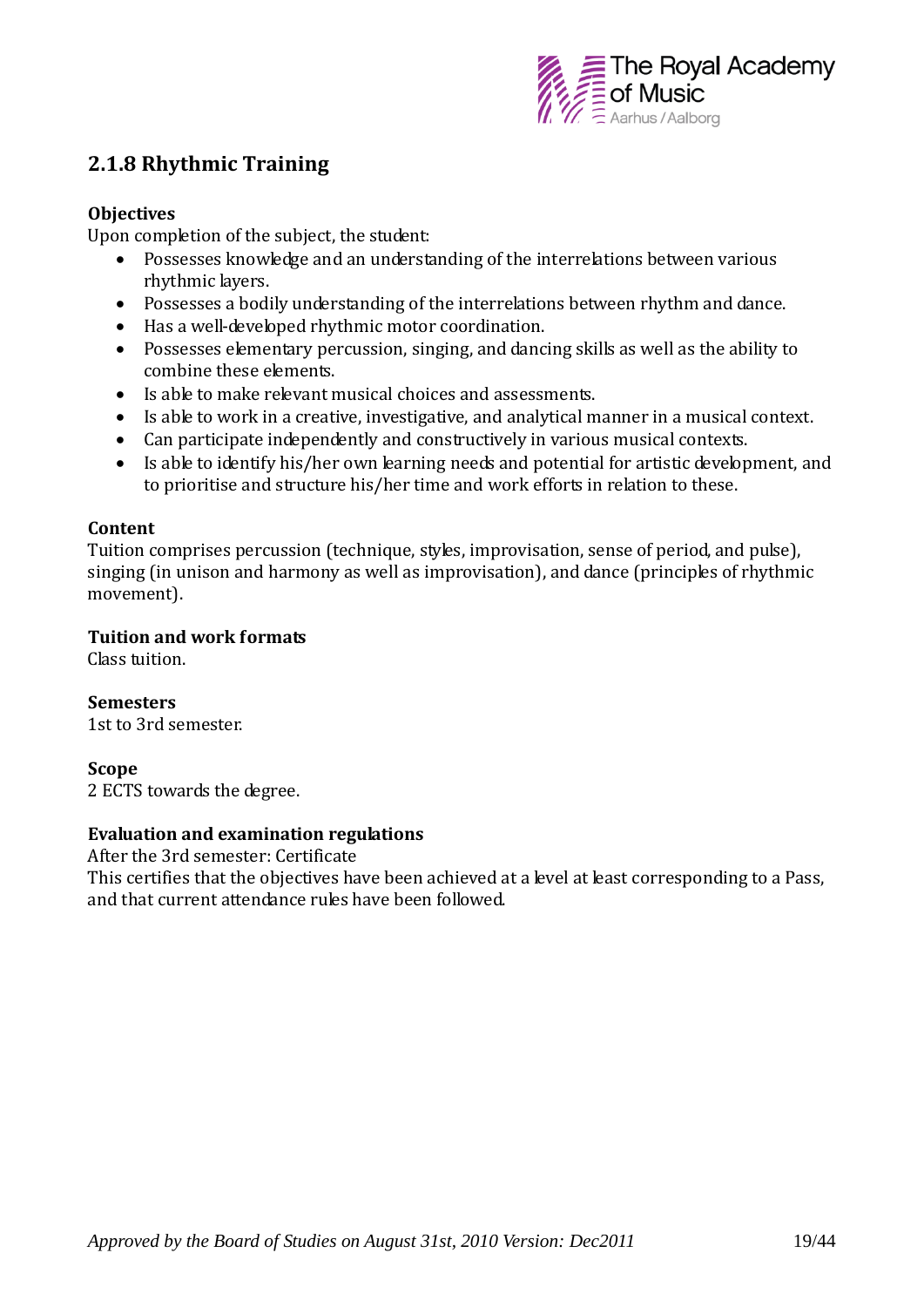## 2.1.8 Rhythmic Training

**Objectives**

Upon completion of the subject, the student:

- Possesses knowledge and an understanding of the interrelations between various rhythmic layers.
- Possesses a bodily understanding of the interrelations between rhythm and dance.
- Has a well-developed rhythmic motor coordination.
- Possesses elementary percussion, singing, and dancing skills as well as the ability to combine these elements.
- Is able to make relevant musical choices and assessments.
- Is able to work in a creative, investigative, and analytical manner in a musical context.
- Can participate independently and constructively in various musical contexts.
- Is able to identify his/her own learning needs and potential for artistic development, and to prioritise and structure his/her time and work efforts in relation to these.

**Content**

Tuition comprises percussion (technique, styles, improvisation, sense of period, and pulse), singing (in unison and harmony as well as improvisation), and dance (principles of rhythmic movement).

**Tuition and work formats**

Class tuition.

**Semesters**

1st to 3rd semester.

**Scope**

2 ECTS towards the degree.

**Evaluation and examination regulations**

After the 3rd semester: Certificate

This certifies that the objectives have been achieved at a level at least corresponding to a Pass, and that current attendance rules have been followed.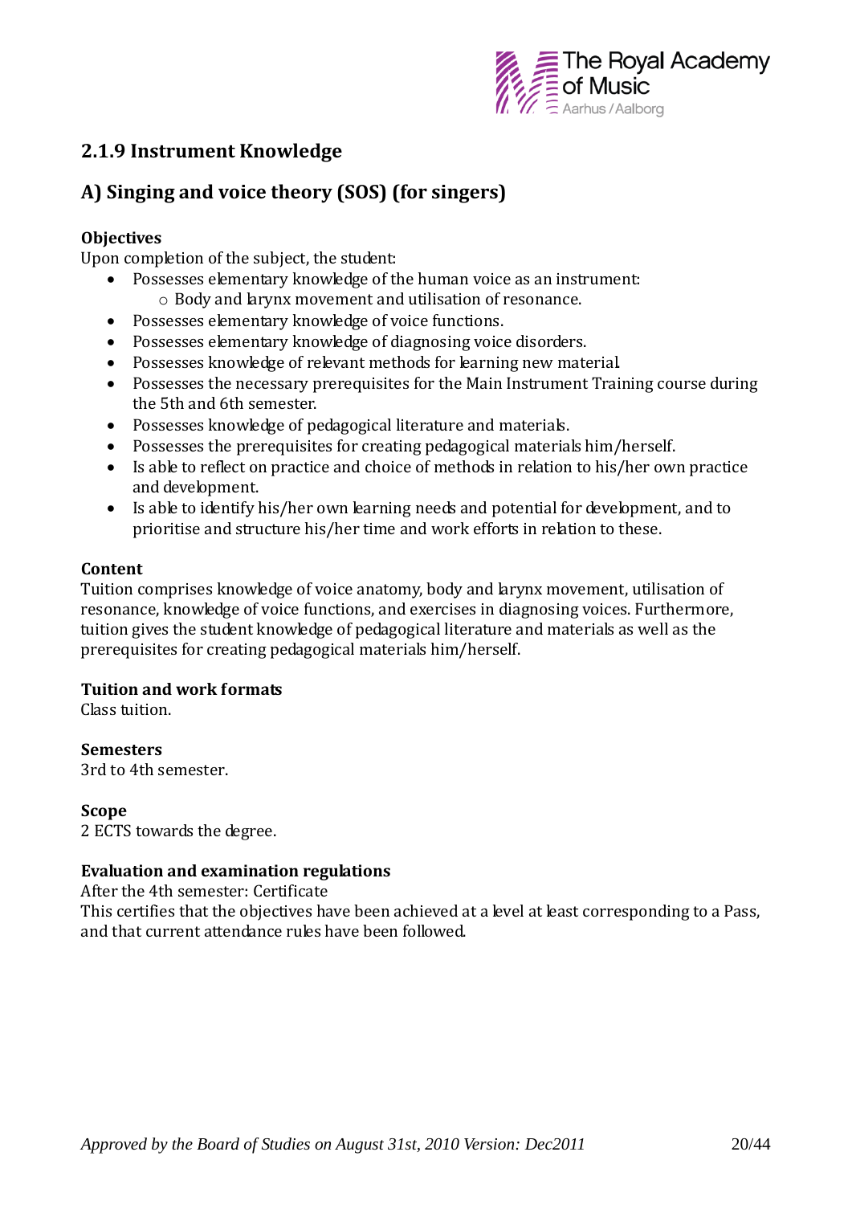## 2.1.9 Instrument Knowledge

## A) Singing and voice theory (SOS) (for singers)

**Objectives**

Upon completion of the subject, the student:

- Possesses elementary knowledge of the human voice as an instrument:
  - Body and larynx movement and utilisation of resonance.
- Possesses elementary knowledge of voice functions.
- Possesses elementary knowledge of diagnosing voice disorders.
- Possesses knowledge of relevant methods for learning new material.
- Possesses the necessary prerequisites for the Main Instrument Training course during the 5th and 6th semester.
- Possesses knowledge of pedagogical literature and materials.
- Possesses the prerequisites for creating pedagogical materials him/herself.
- Is able to reflect on practice and choice of methods in relation to his/her own practice and development.
- Is able to identify his/her own learning needs and potential for development, and to prioritise and structure his/her time and work efforts in relation to these.

**Content**

Tuition comprises knowledge of voice anatomy, body and larynx movement, utilisation of resonance, knowledge of voice functions, and exercises in diagnosing voices. Furthermore, tuition gives the student knowledge of pedagogical literature and materials as well as the prerequisites for creating pedagogical materials him/herself.

**Tuition and work formats**

Class tuition.

**Semesters**

3rd to 4th semester.

**Scope**

2 ECTS towards the degree.

**Evaluation and examination regulations**

After the 4th semester: Certificate

This certifies that the objectives have been achieved at a level at least corresponding to a Pass, and that current attendance rules have been followed.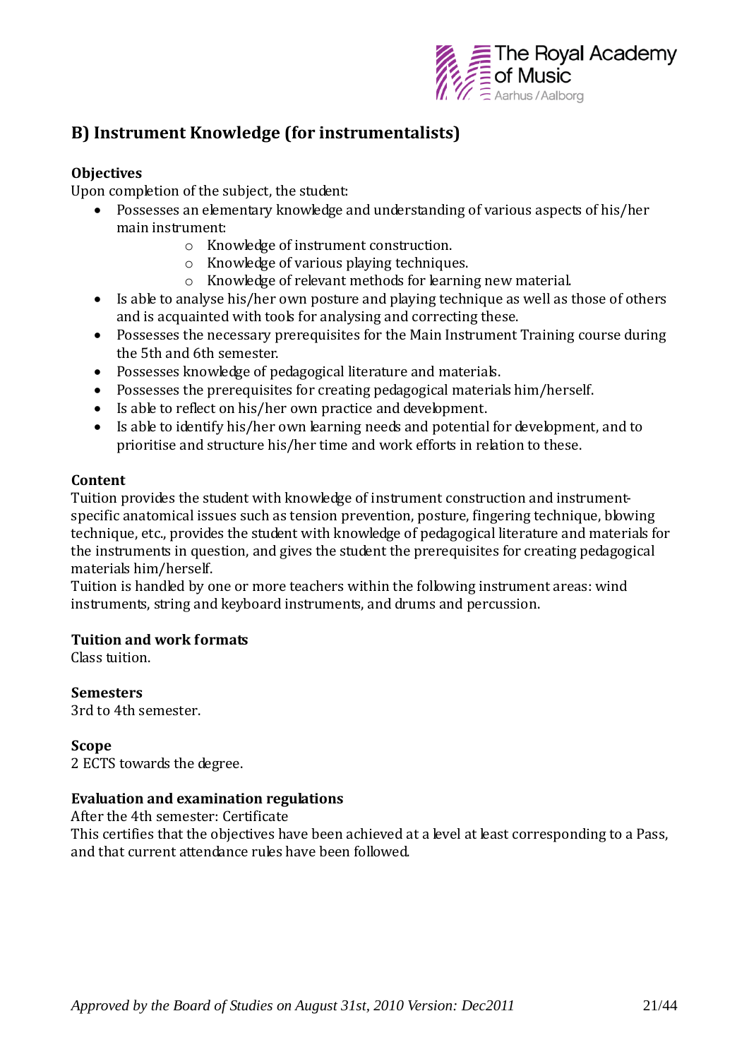## B) Instrument Knowledge (for instrumentalists)

**Objectives**

Upon completion of the subject, the student:

- Possesses an elementary knowledge and understanding of various aspects of his/her main instrument:
  - Knowledge of instrument construction.
  - Knowledge of various playing techniques.
  - Knowledge of relevant methods for learning new material.
- Is able to analyse his/her own posture and playing technique as well as those of others and is acquainted with tools for analysing and correcting these.
- Possesses the necessary prerequisites for the Main Instrument Training course during the 5th and 6th semester.
- Possesses knowledge of pedagogical literature and materials.
- Possesses the prerequisites for creating pedagogical materials him/herself.
- Is able to reflect on his/her own practice and development.
- Is able to identify his/her own learning needs and potential for development, and to prioritise and structure his/her time and work efforts in relation to these.

**Content**

Tuition provides the student with knowledge of instrument construction and instrument-specific anatomical issues such as tension prevention, posture, fingering technique, blowing technique, etc., provides the student with knowledge of pedagogical literature and materials for the instruments in question, and gives the student the prerequisites for creating pedagogical materials him/herself.
Tuition is handled by one or more teachers within the following instrument areas: wind instruments, string and keyboard instruments, and drums and percussion.

**Tuition and work formats**

Class tuition.

**Semesters**

3rd to 4th semester.

**Scope**

2 ECTS towards the degree.

**Evaluation and examination regulations**

After the 4th semester: Certificate
This certifies that the objectives have been achieved at a level at least corresponding to a Pass, and that current attendance rules have been followed.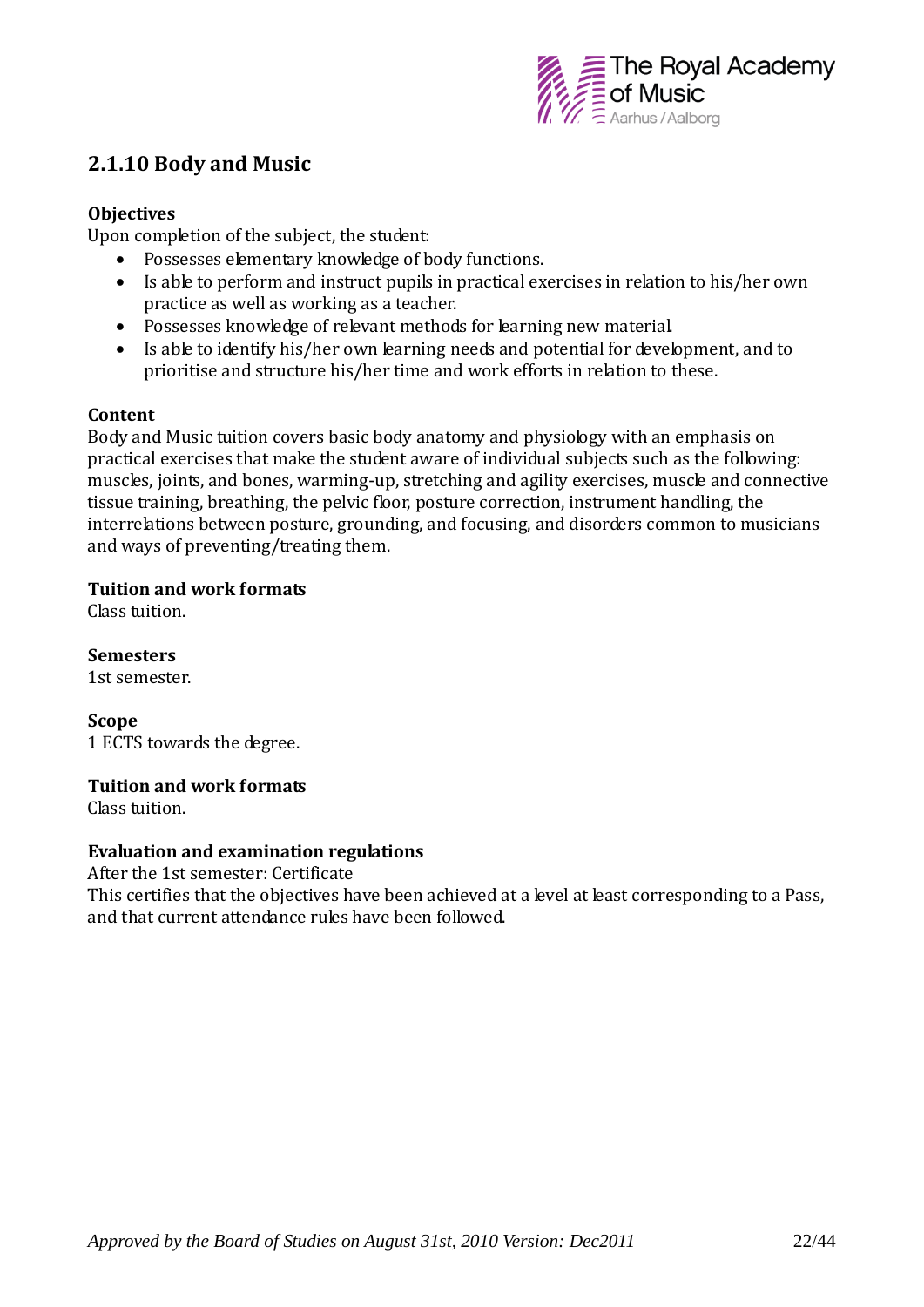## 2.1.10 Body and Music

**Objectives**

Upon completion of the subject, the student:

- Possesses elementary knowledge of body functions.
- Is able to perform and instruct pupils in practical exercises in relation to his/her own practice as well as working as a teacher.
- Possesses knowledge of relevant methods for learning new material.
- Is able to identify his/her own learning needs and potential for development, and to prioritise and structure his/her time and work efforts in relation to these.

**Content**

Body and Music tuition covers basic body anatomy and physiology with an emphasis on practical exercises that make the student aware of individual subjects such as the following: muscles, joints, and bones, warming-up, stretching and agility exercises, muscle and connective tissue training, breathing, the pelvic floor, posture correction, instrument handling, the interrelations between posture, grounding, and focusing, and disorders common to musicians and ways of preventing/treating them.

**Tuition and work formats**

Class tuition.

**Semesters**

1st semester.

**Scope**

1 ECTS towards the degree.

**Tuition and work formats**

Class tuition.

**Evaluation and examination regulations**

After the 1st semester: Certificate

This certifies that the objectives have been achieved at a level at least corresponding to a Pass, and that current attendance rules have been followed.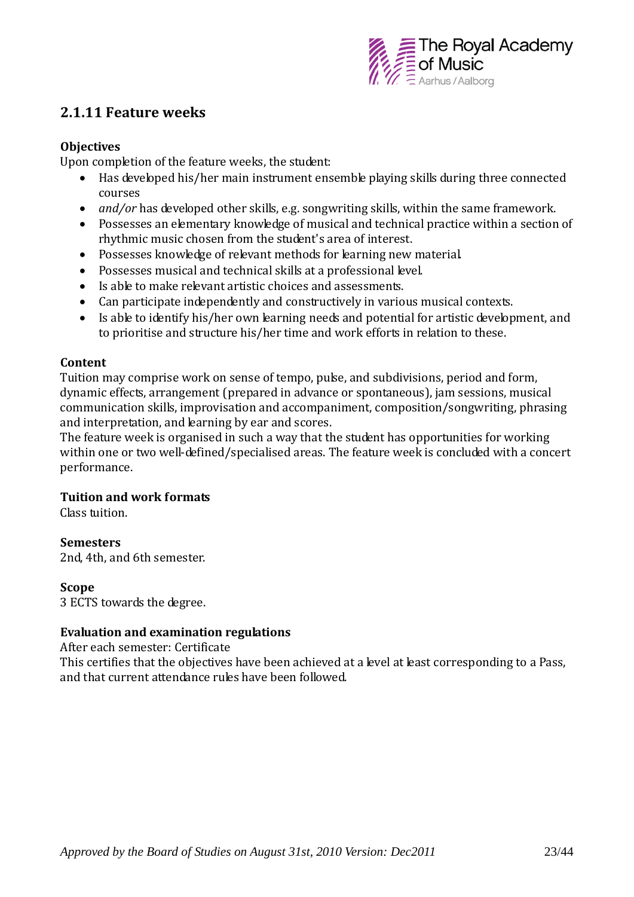## 2.1.11 Feature weeks

**Objectives**

Upon completion of the feature weeks, the student:

- Has developed his/her main instrument ensemble playing skills during three connected courses
- *and/or* has developed other skills, e.g. songwriting skills, within the same framework.
- Possesses an elementary knowledge of musical and technical practice within a section of rhythmic music chosen from the student's area of interest.
- Possesses knowledge of relevant methods for learning new material.
- Possesses musical and technical skills at a professional level.
- Is able to make relevant artistic choices and assessments.
- Can participate independently and constructively in various musical contexts.
- Is able to identify his/her own learning needs and potential for artistic development, and to prioritise and structure his/her time and work efforts in relation to these.

**Content**

Tuition may comprise work on sense of tempo, pulse, and subdivisions, period and form, dynamic effects, arrangement (prepared in advance or spontaneous), jam sessions, musical communication skills, improvisation and accompaniment, composition/songwriting, phrasing and interpretation, and learning by ear and scores.
The feature week is organised in such a way that the student has opportunities for working within one or two well-defined/specialised areas. The feature week is concluded with a concert performance.

**Tuition and work formats**

Class tuition.

**Semesters**

2nd, 4th, and 6th semester.

**Scope**

3 ECTS towards the degree.

**Evaluation and examination regulations**

After each semester: Certificate
This certifies that the objectives have been achieved at a level at least corresponding to a Pass, and that current attendance rules have been followed.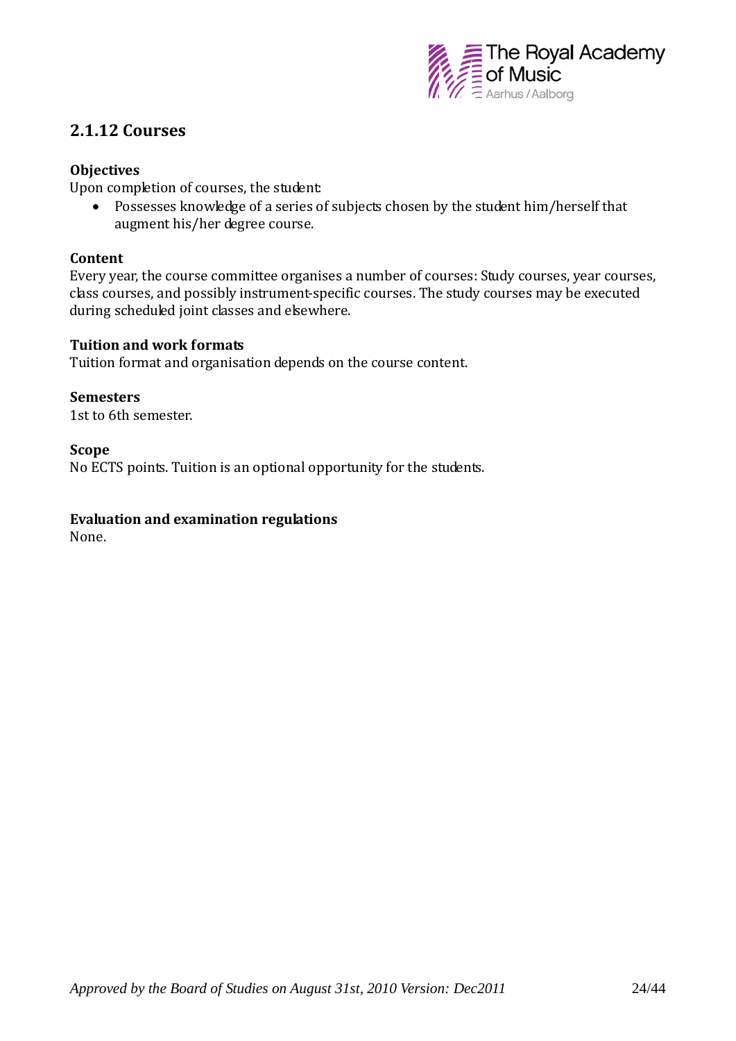## 2.1.12 Courses

**Objectives**

Upon completion of courses, the student:

- Possesses knowledge of a series of subjects chosen by the student him/herself that augment his/her degree course.

**Content**

Every year, the course committee organises a number of courses: Study courses, year courses, class courses, and possibly instrument-specific courses. The study courses may be executed during scheduled joint classes and elsewhere.

**Tuition and work formats**

Tuition format and organisation depends on the course content.

**Semesters**

1st to 6th semester.

**Scope**

No ECTS points. Tuition is an optional opportunity for the students.

**Evaluation and examination regulations**

None.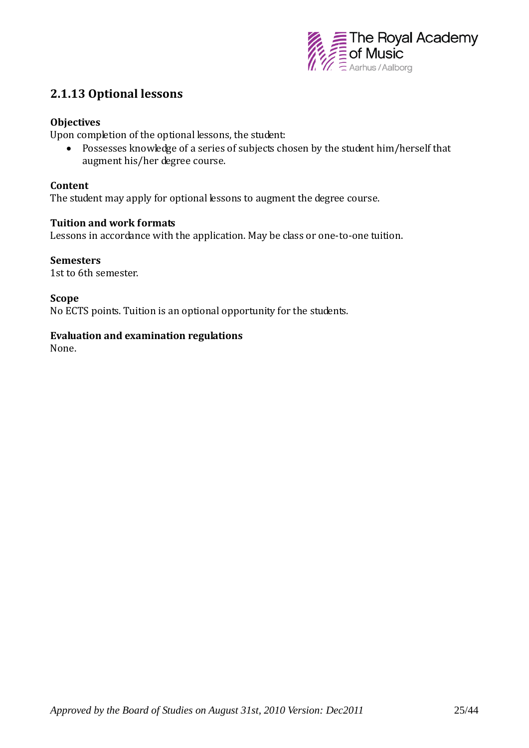## 2.1.13 Optional lessons

**Objectives**

Upon completion of the optional lessons, the student:

- Possesses knowledge of a series of subjects chosen by the student him/herself that augment his/her degree course.

**Content**

The student may apply for optional lessons to augment the degree course.

**Tuition and work formats**

Lessons in accordance with the application. May be class or one-to-one tuition.

**Semesters**

1st to 6th semester.

**Scope**

No ECTS points. Tuition is an optional opportunity for the students.

**Evaluation and examination regulations**

None.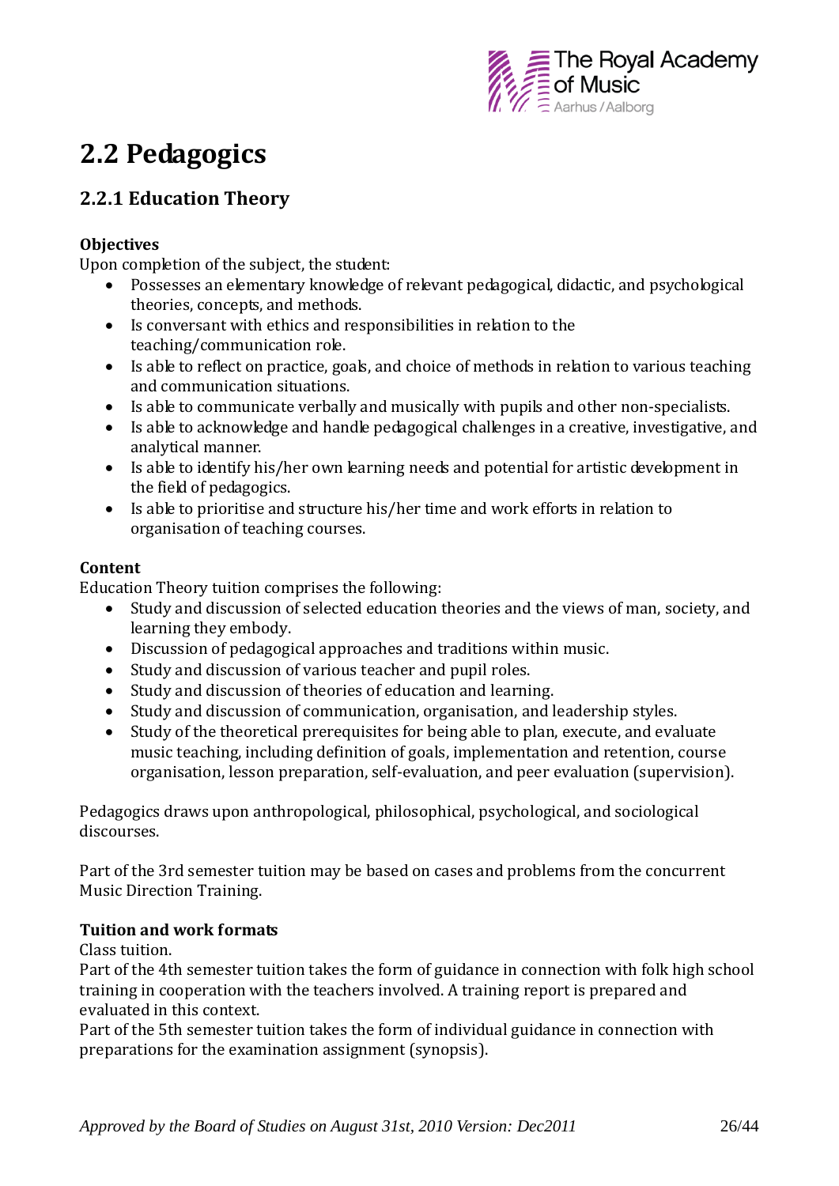# 2.2 Pedagogics

## 2.2.1 Education Theory

**Objectives**

Upon completion of the subject, the student:

- Possesses an elementary knowledge of relevant pedagogical, didactic, and psychological theories, concepts, and methods.
- Is conversant with ethics and responsibilities in relation to the teaching/communication role.
- Is able to reflect on practice, goals, and choice of methods in relation to various teaching and communication situations.
- Is able to communicate verbally and musically with pupils and other non-specialists.
- Is able to acknowledge and handle pedagogical challenges in a creative, investigative, and analytical manner.
- Is able to identify his/her own learning needs and potential for artistic development in the field of pedagogics.
- Is able to prioritise and structure his/her time and work efforts in relation to organisation of teaching courses.

**Content**

Education Theory tuition comprises the following:

- Study and discussion of selected education theories and the views of man, society, and learning they embody.
- Discussion of pedagogical approaches and traditions within music.
- Study and discussion of various teacher and pupil roles.
- Study and discussion of theories of education and learning.
- Study and discussion of communication, organisation, and leadership styles.
- Study of the theoretical prerequisites for being able to plan, execute, and evaluate music teaching, including definition of goals, implementation and retention, course organisation, lesson preparation, self-evaluation, and peer evaluation (supervision).

Pedagogics draws upon anthropological, philosophical, psychological, and sociological discourses.

Part of the 3rd semester tuition may be based on cases and problems from the concurrent Music Direction Training.

**Tuition and work formats**

Class tuition.

Part of the 4th semester tuition takes the form of guidance in connection with folk high school training in cooperation with the teachers involved. A training report is prepared and evaluated in this context.

Part of the 5th semester tuition takes the form of individual guidance in connection with preparations for the examination assignment (synopsis).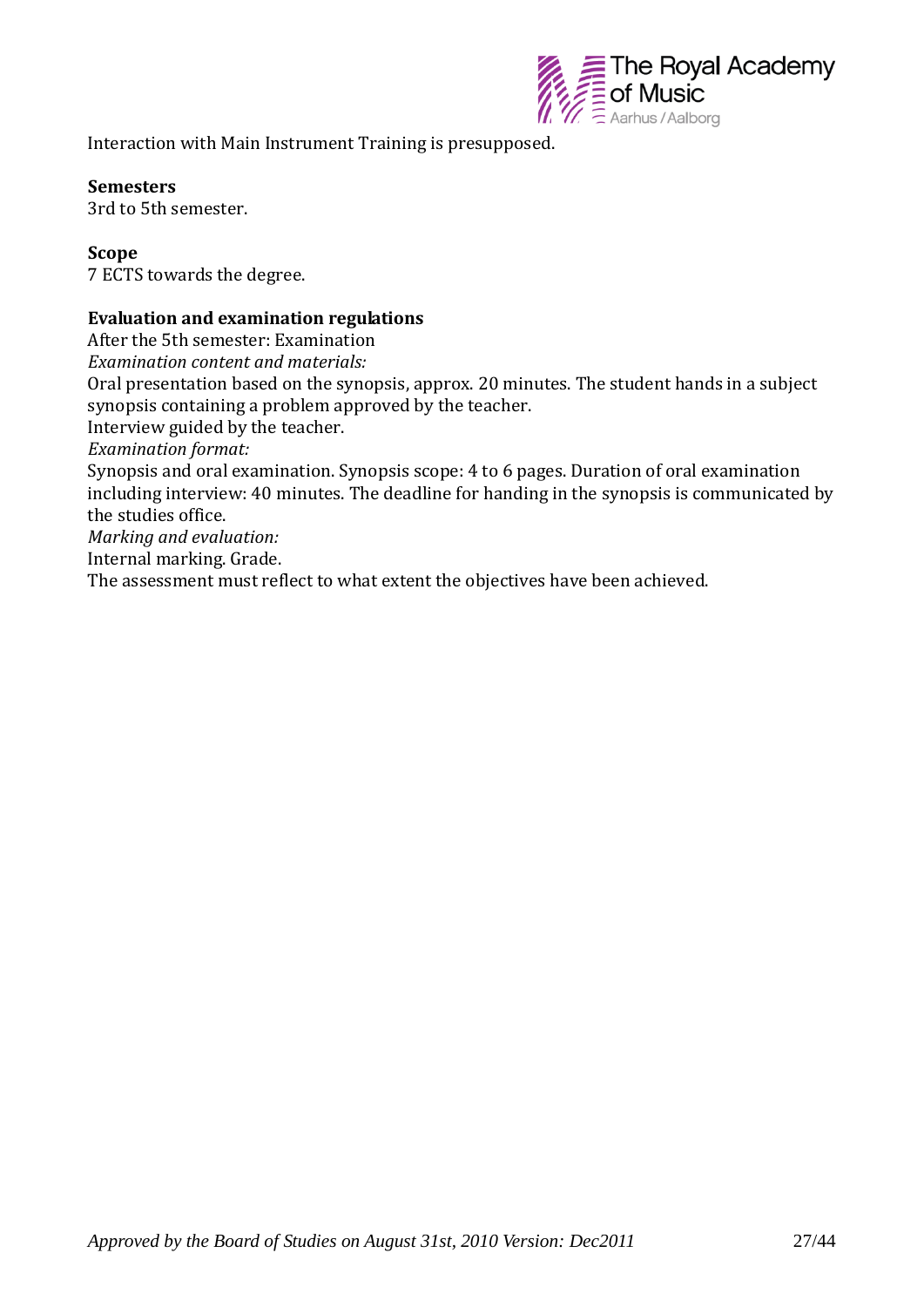Interaction with Main Instrument Training is presupposed.

**Semesters**
3rd to 5th semester.

**Scope**
7 ECTS towards the degree.

**Evaluation and examination regulations**
After the 5th semester: Examination
*Examination content and materials:*
Oral presentation based on the synopsis, approx. 20 minutes. The student hands in a subject synopsis containing a problem approved by the teacher.
Interview guided by the teacher.
*Examination format:*
Synopsis and oral examination. Synopsis scope: 4 to 6 pages. Duration of oral examination including interview: 40 minutes. The deadline for handing in the synopsis is communicated by the studies office.
*Marking and evaluation:*
Internal marking. Grade.
The assessment must reflect to what extent the objectives have been achieved.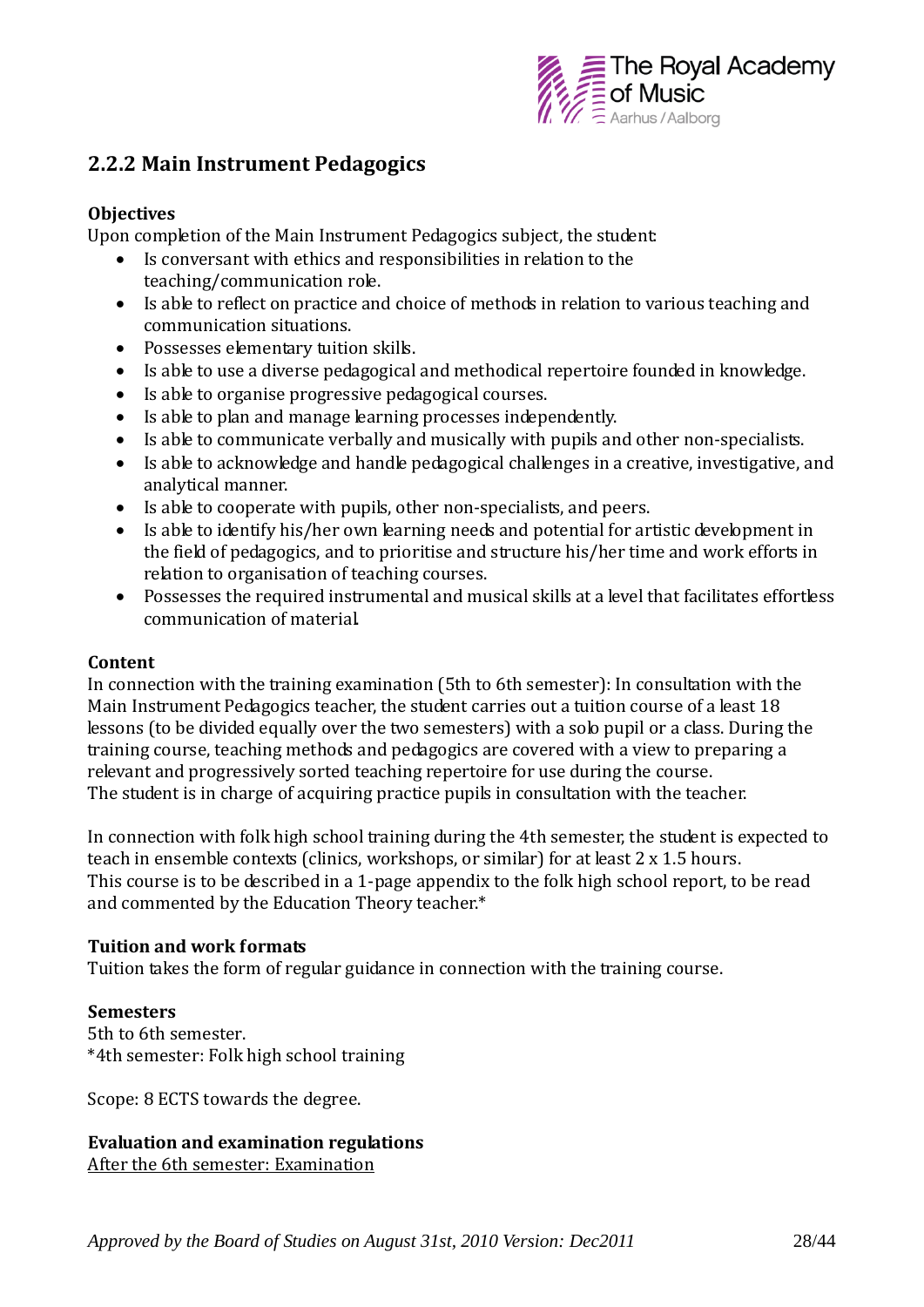## 2.2.2 Main Instrument Pedagogics

**Objectives**

Upon completion of the Main Instrument Pedagogics subject, the student:

- Is conversant with ethics and responsibilities in relation to the teaching/communication role.
- Is able to reflect on practice and choice of methods in relation to various teaching and communication situations.
- Possesses elementary tuition skills.
- Is able to use a diverse pedagogical and methodical repertoire founded in knowledge.
- Is able to organise progressive pedagogical courses.
- Is able to plan and manage learning processes independently.
- Is able to communicate verbally and musically with pupils and other non-specialists.
- Is able to acknowledge and handle pedagogical challenges in a creative, investigative, and analytical manner.
- Is able to cooperate with pupils, other non-specialists, and peers.
- Is able to identify his/her own learning needs and potential for artistic development in the field of pedagogics, and to prioritise and structure his/her time and work efforts in relation to organisation of teaching courses.
- Possesses the required instrumental and musical skills at a level that facilitates effortless communication of material.

**Content**

In connection with the training examination (5th to 6th semester): In consultation with the Main Instrument Pedagogics teacher, the student carries out a tuition course of a least 18 lessons (to be divided equally over the two semesters) with a solo pupil or a class. During the training course, teaching methods and pedagogics are covered with a view to preparing a relevant and progressively sorted teaching repertoire for use during the course.
The student is in charge of acquiring practice pupils in consultation with the teacher.

In connection with folk high school training during the 4th semester, the student is expected to teach in ensemble contexts (clinics, workshops, or similar) for at least 2 x 1.5 hours.
This course is to be described in a 1-page appendix to the folk high school report, to be read and commented by the Education Theory teacher.*

**Tuition and work formats**

Tuition takes the form of regular guidance in connection with the training course.

**Semesters**

5th to 6th semester.
*4th semester: Folk high school training

Scope: 8 ECTS towards the degree.

**Evaluation and examination regulations**

<u>After the 6th semester: Examination</u>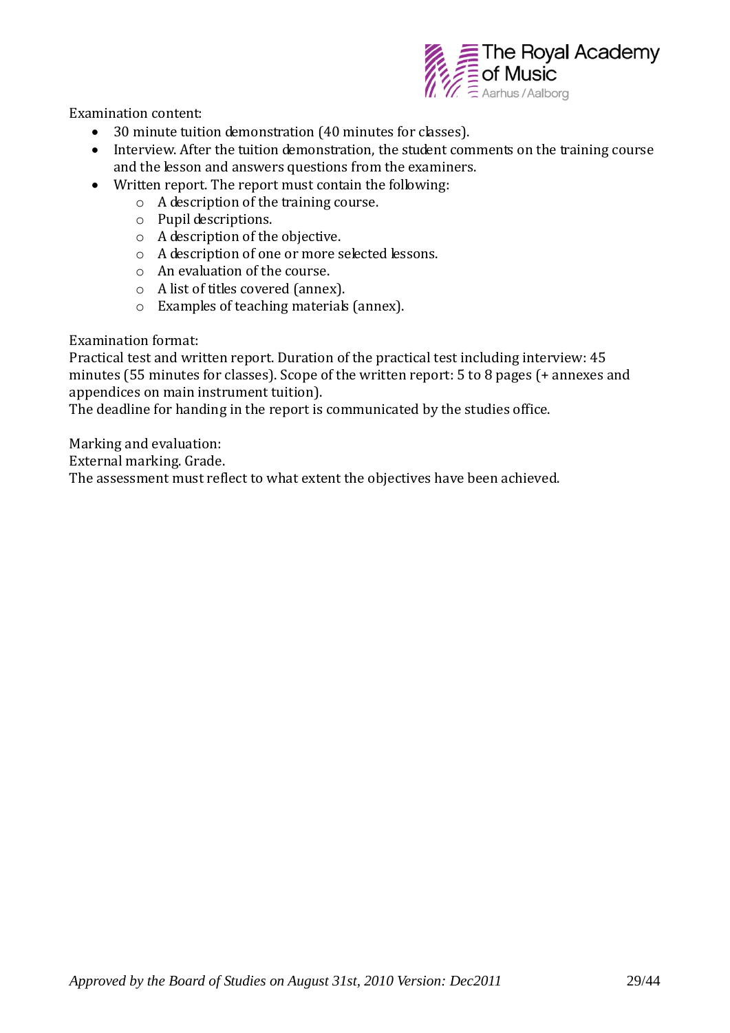Examination content:

- 30 minute tuition demonstration (40 minutes for classes).
- Interview. After the tuition demonstration, the student comments on the training course and the lesson and answers questions from the examiners.
- Written report. The report must contain the following:
  - A description of the training course.
  - Pupil descriptions.
  - A description of the objective.
  - A description of one or more selected lessons.
  - An evaluation of the course.
  - A list of titles covered (annex).
  - Examples of teaching materials (annex).

Examination format:
Practical test and written report. Duration of the practical test including interview: 45 minutes (55 minutes for classes). Scope of the written report: 5 to 8 pages (+ annexes and appendices on main instrument tuition).
The deadline for handing in the report is communicated by the studies office.

Marking and evaluation:
External marking. Grade.
The assessment must reflect to what extent the objectives have been achieved.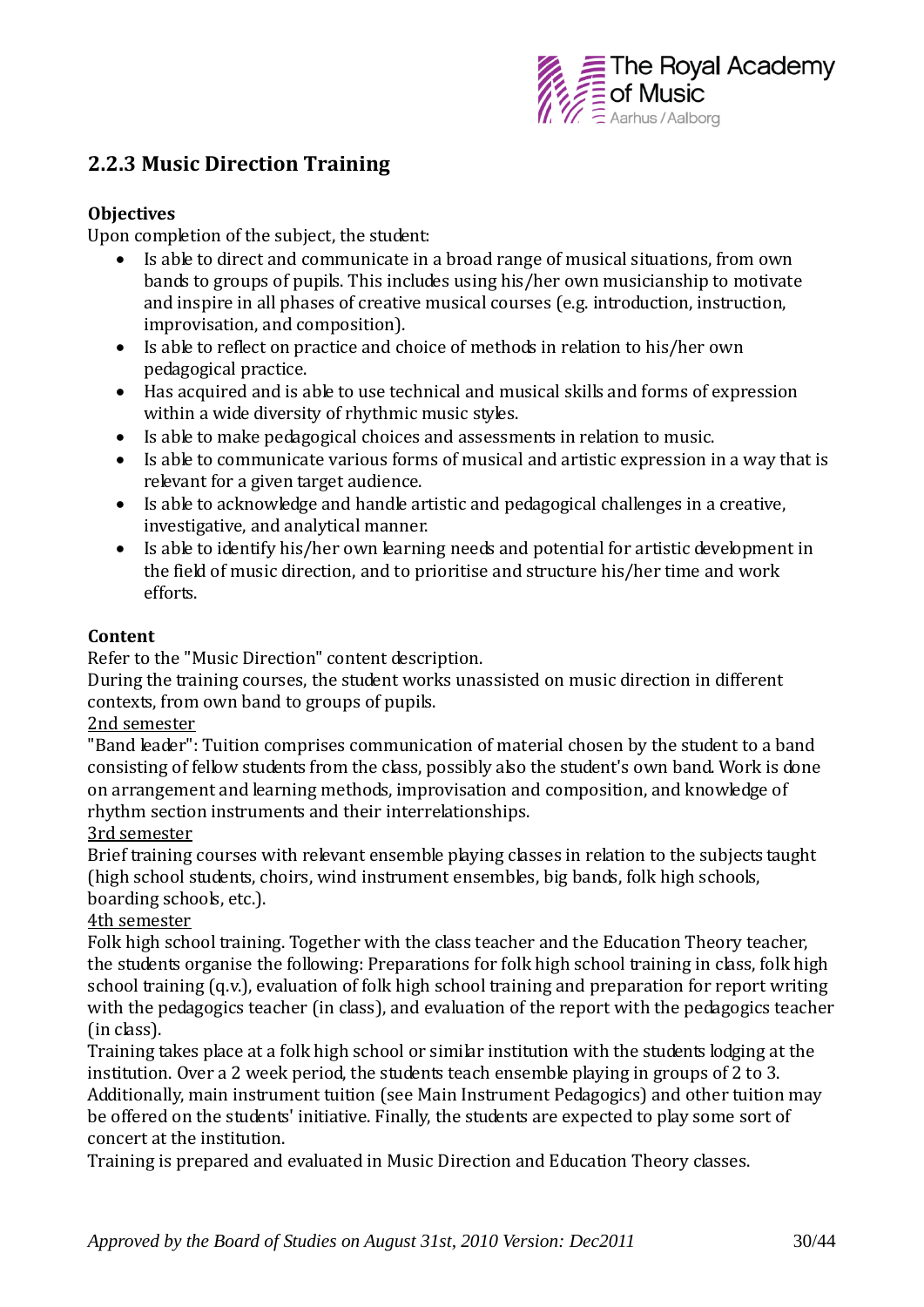## 2.2.3 Music Direction Training

**Objectives**

Upon completion of the subject, the student:

- Is able to direct and communicate in a broad range of musical situations, from own bands to groups of pupils. This includes using his/her own musicianship to motivate and inspire in all phases of creative musical courses (e.g. introduction, instruction, improvisation, and composition).
- Is able to reflect on practice and choice of methods in relation to his/her own pedagogical practice.
- Has acquired and is able to use technical and musical skills and forms of expression within a wide diversity of rhythmic music styles.
- Is able to make pedagogical choices and assessments in relation to music.
- Is able to communicate various forms of musical and artistic expression in a way that is relevant for a given target audience.
- Is able to acknowledge and handle artistic and pedagogical challenges in a creative, investigative, and analytical manner.
- Is able to identify his/her own learning needs and potential for artistic development in the field of music direction, and to prioritise and structure his/her time and work efforts.

**Content**

Refer to the "Music Direction" content description.

During the training courses, the student works unassisted on music direction in different contexts, from own band to groups of pupils.

2nd semester

"Band leader": Tuition comprises communication of material chosen by the student to a band consisting of fellow students from the class, possibly also the student's own band. Work is done on arrangement and learning methods, improvisation and composition, and knowledge of rhythm section instruments and their interrelationships.

3rd semester

Brief training courses with relevant ensemble playing classes in relation to the subjects taught (high school students, choirs, wind instrument ensembles, big bands, folk high schools, boarding schools, etc.).

4th semester

Folk high school training. Together with the class teacher and the Education Theory teacher, the students organise the following: Preparations for folk high school training in class, folk high school training (q.v.), evaluation of folk high school training and preparation for report writing with the pedagogics teacher (in class), and evaluation of the report with the pedagogics teacher (in class).

Training takes place at a folk high school or similar institution with the students lodging at the institution. Over a 2 week period, the students teach ensemble playing in groups of 2 to 3. Additionally, main instrument tuition (see Main Instrument Pedagogics) and other tuition may be offered on the students' initiative. Finally, the students are expected to play some sort of concert at the institution.

Training is prepared and evaluated in Music Direction and Education Theory classes.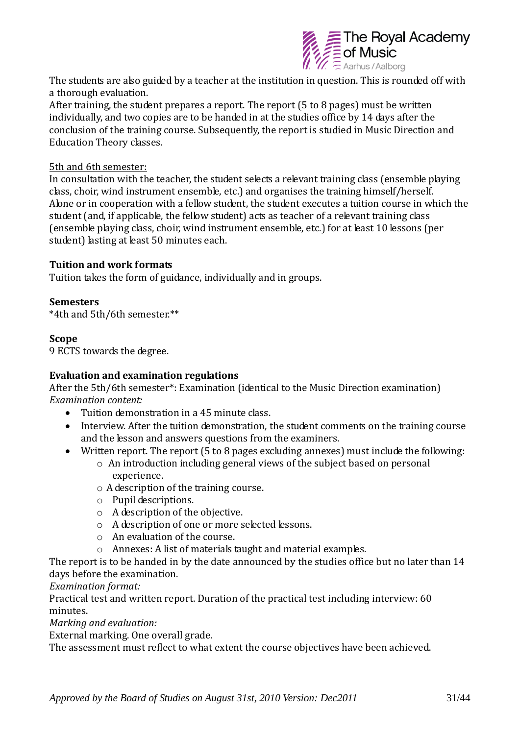The students are also guided by a teacher at the institution in question. This is rounded off with a thorough evaluation.
After training, the student prepares a report. The report (5 to 8 pages) must be written individually, and two copies are to be handed in at the studies office by 14 days after the conclusion of the training course. Subsequently, the report is studied in Music Direction and Education Theory classes.

<u>5th and 6th semester:</u>
In consultation with the teacher, the student selects a relevant training class (ensemble playing class, choir, wind instrument ensemble, etc.) and organises the training himself/herself.
Alone or in cooperation with a fellow student, the student executes a tuition course in which the student (and, if applicable, the fellow student) acts as teacher of a relevant training class (ensemble playing class, choir, wind instrument ensemble, etc.) for at least 10 lessons (per student) lasting at least 50 minutes each.

**Tuition and work formats**
Tuition takes the form of guidance, individually and in groups.

**Semesters**
*4th and 5th/6th semester.**

**Scope**
9 ECTS towards the degree.

**Evaluation and examination regulations**
After the 5th/6th semester*: Examination (identical to the Music Direction examination)
*Examination content:*

- Tuition demonstration in a 45 minute class.
- Interview. After the tuition demonstration, the student comments on the training course and the lesson and answers questions from the examiners.
- Written report. The report (5 to 8 pages excluding annexes) must include the following:
  - An introduction including general views of the subject based on personal experience.
  - A description of the training course.
  - Pupil descriptions.
  - A description of the objective.
  - A description of one or more selected lessons.
  - An evaluation of the course.
  - Annexes: A list of materials taught and material examples.

The report is to be handed in by the date announced by the studies office but no later than 14 days before the examination.
*Examination format:*
Practical test and written report. Duration of the practical test including interview: 60 minutes.
*Marking and evaluation:*
External marking. One overall grade.
The assessment must reflect to what extent the course objectives have been achieved.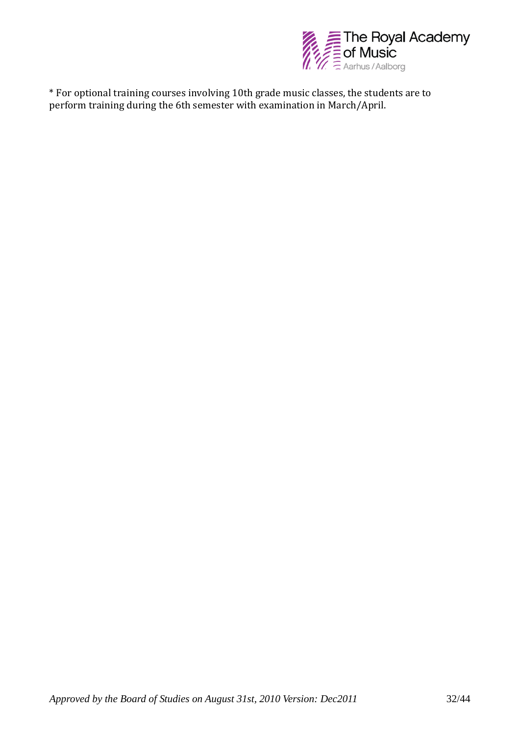* For optional training courses involving 10th grade music classes, the students are to perform training during the 6th semester with examination in March/April.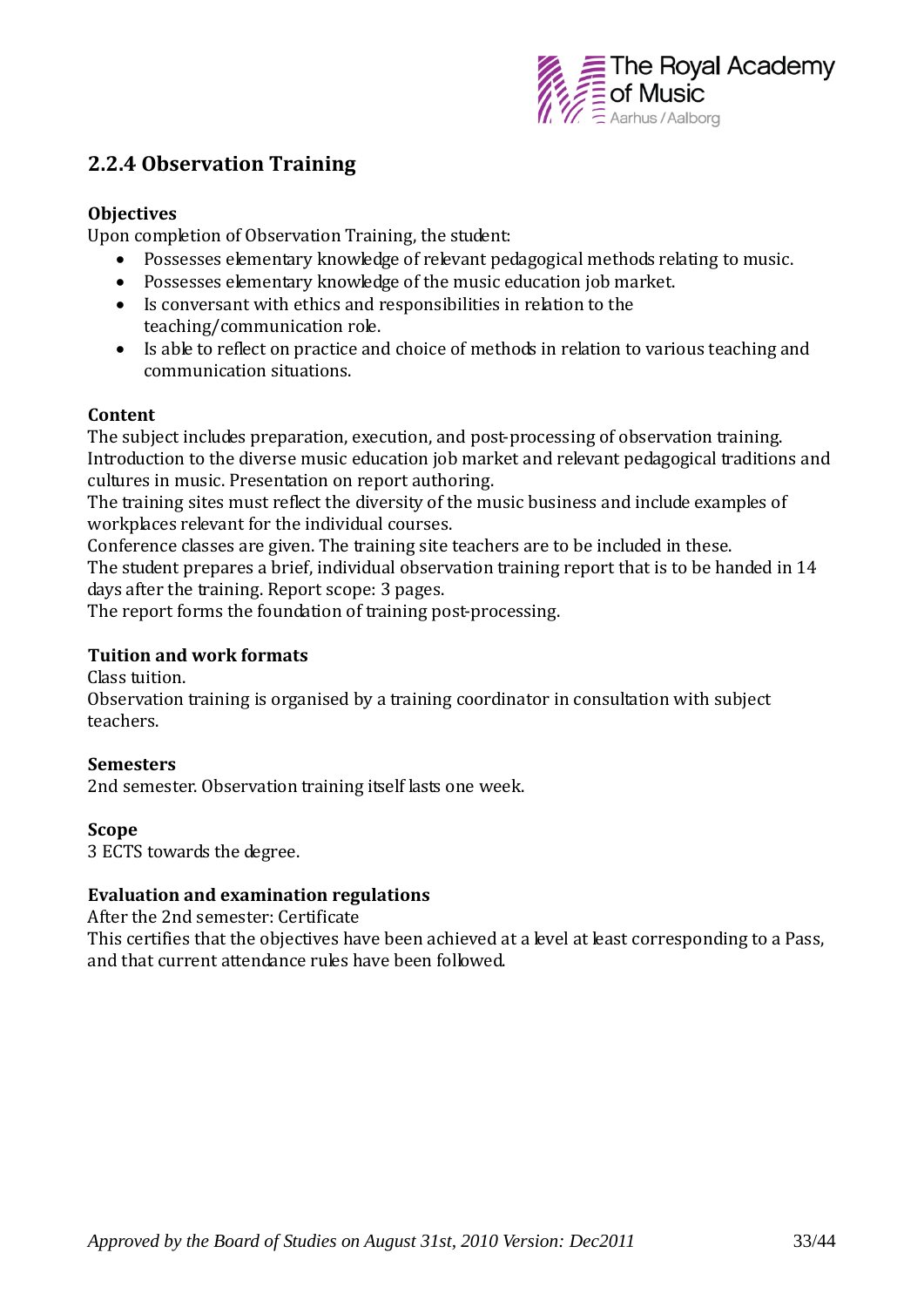## 2.2.4 Observation Training

**Objectives**

Upon completion of Observation Training, the student:

- Possesses elementary knowledge of relevant pedagogical methods relating to music.
- Possesses elementary knowledge of the music education job market.
- Is conversant with ethics and responsibilities in relation to the teaching/communication role.
- Is able to reflect on practice and choice of methods in relation to various teaching and communication situations.

**Content**

The subject includes preparation, execution, and post-processing of observation training. Introduction to the diverse music education job market and relevant pedagogical traditions and cultures in music. Presentation on report authoring.

The training sites must reflect the diversity of the music business and include examples of workplaces relevant for the individual courses.

Conference classes are given. The training site teachers are to be included in these.

The student prepares a brief, individual observation training report that is to be handed in 14 days after the training. Report scope: 3 pages.

The report forms the foundation of training post-processing.

**Tuition and work formats**

Class tuition.

Observation training is organised by a training coordinator in consultation with subject teachers.

**Semesters**

2nd semester. Observation training itself lasts one week.

**Scope**

3 ECTS towards the degree.

**Evaluation and examination regulations**

After the 2nd semester: Certificate

This certifies that the objectives have been achieved at a level at least corresponding to a Pass, and that current attendance rules have been followed.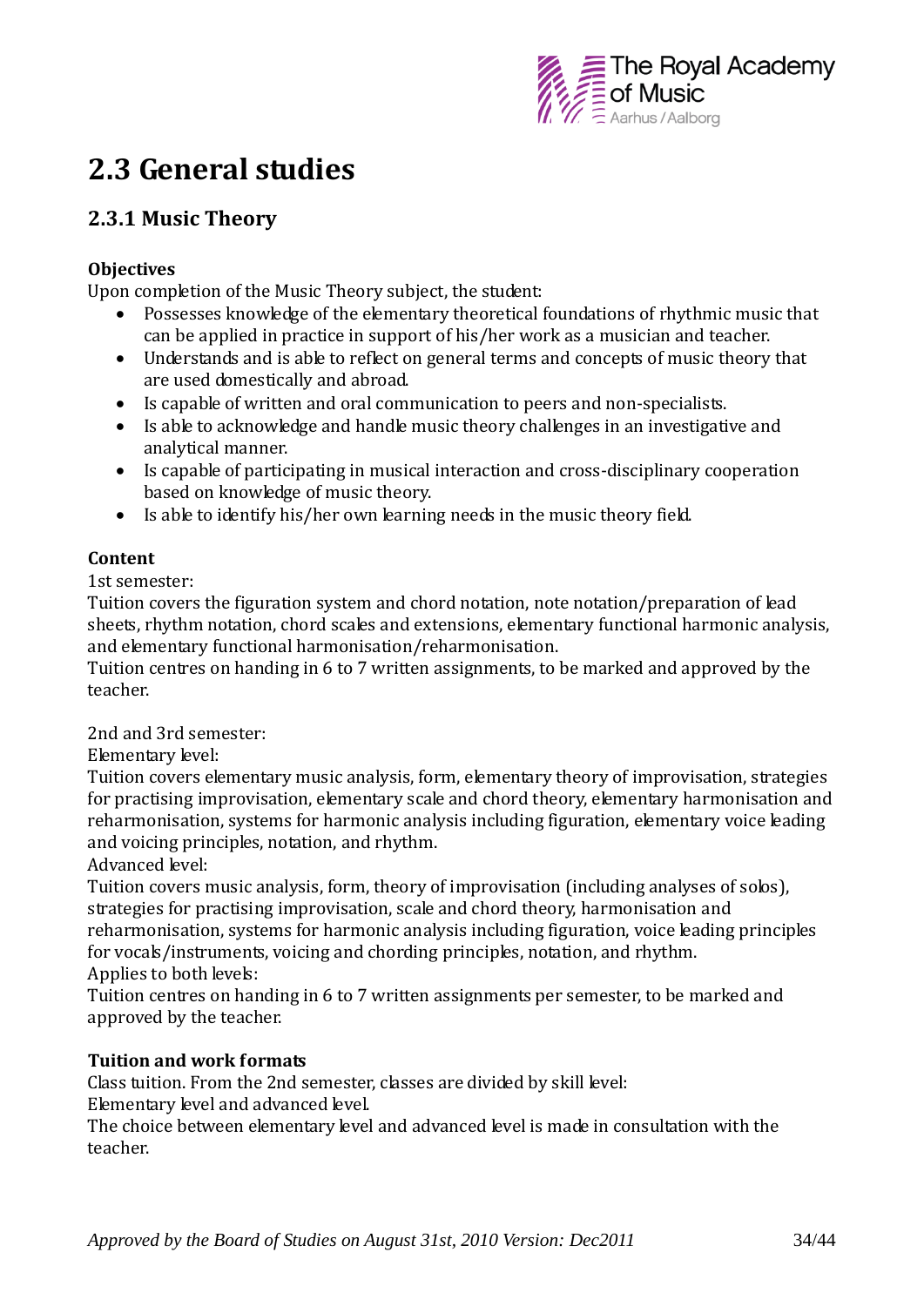# 2.3 General studies

## 2.3.1 Music Theory

**Objectives**

Upon completion of the Music Theory subject, the student:

- Possesses knowledge of the elementary theoretical foundations of rhythmic music that can be applied in practice in support of his/her work as a musician and teacher.
- Understands and is able to reflect on general terms and concepts of music theory that are used domestically and abroad.
- Is capable of written and oral communication to peers and non-specialists.
- Is able to acknowledge and handle music theory challenges in an investigative and analytical manner.
- Is capable of participating in musical interaction and cross-disciplinary cooperation based on knowledge of music theory.
- Is able to identify his/her own learning needs in the music theory field.

**Content**

1st semester:
Tuition covers the figuration system and chord notation, note notation/preparation of lead sheets, rhythm notation, chord scales and extensions, elementary functional harmonic analysis, and elementary functional harmonisation/reharmonisation.
Tuition centres on handing in 6 to 7 written assignments, to be marked and approved by the teacher.

2nd and 3rd semester:
Elementary level:
Tuition covers elementary music analysis, form, elementary theory of improvisation, strategies for practising improvisation, elementary scale and chord theory, elementary harmonisation and reharmonisation, systems for harmonic analysis including figuration, elementary voice leading and voicing principles, notation, and rhythm.
Advanced level:
Tuition covers music analysis, form, theory of improvisation (including analyses of solos), strategies for practising improvisation, scale and chord theory, harmonisation and reharmonisation, systems for harmonic analysis including figuration, voice leading principles for vocals/instruments, voicing and chording principles, notation, and rhythm.
Applies to both levels:
Tuition centres on handing in 6 to 7 written assignments per semester, to be marked and approved by the teacher.

**Tuition and work formats**

Class tuition. From the 2nd semester, classes are divided by skill level:
Elementary level and advanced level.
The choice between elementary level and advanced level is made in consultation with the teacher.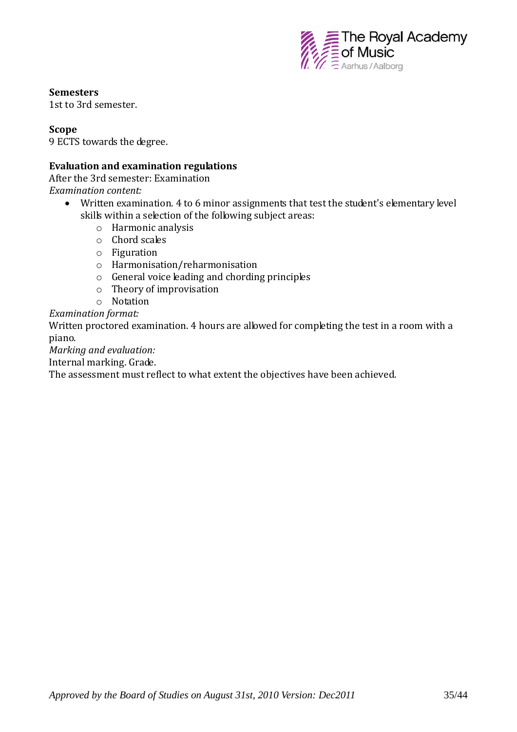**Semesters**
1st to 3rd semester.

**Scope**
9 ECTS towards the degree.

**Evaluation and examination regulations**
After the 3rd semester: Examination
*Examination content:*

- Written examination. 4 to 6 minor assignments that test the student's elementary level skills within a selection of the following subject areas:
  - Harmonic analysis
  - Chord scales
  - Figuration
  - Harmonisation/reharmonisation
  - General voice leading and chording principles
  - Theory of improvisation
  - Notation

*Examination format:*
Written proctored examination. 4 hours are allowed for completing the test in a room with a piano.
*Marking and evaluation:*
Internal marking. Grade.
The assessment must reflect to what extent the objectives have been achieved.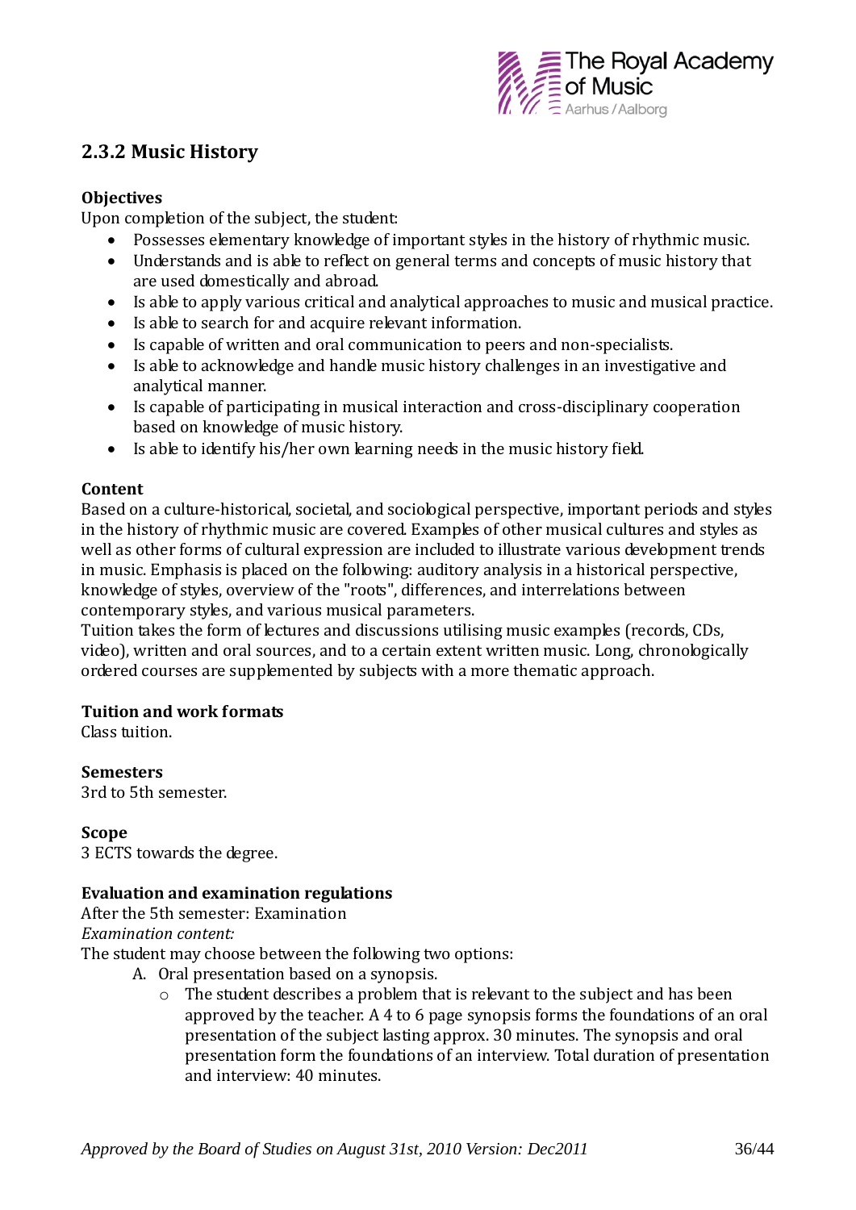## 2.3.2 Music History

**Objectives**

Upon completion of the subject, the student:

- Possesses elementary knowledge of important styles in the history of rhythmic music.
- Understands and is able to reflect on general terms and concepts of music history that are used domestically and abroad.
- Is able to apply various critical and analytical approaches to music and musical practice.
- Is able to search for and acquire relevant information.
- Is capable of written and oral communication to peers and non-specialists.
- Is able to acknowledge and handle music history challenges in an investigative and analytical manner.
- Is capable of participating in musical interaction and cross-disciplinary cooperation based on knowledge of music history.
- Is able to identify his/her own learning needs in the music history field.

**Content**

Based on a culture-historical, societal, and sociological perspective, important periods and styles in the history of rhythmic music are covered. Examples of other musical cultures and styles as well as other forms of cultural expression are included to illustrate various development trends in music. Emphasis is placed on the following: auditory analysis in a historical perspective, knowledge of styles, overview of the "roots", differences, and interrelations between contemporary styles, and various musical parameters.

Tuition takes the form of lectures and discussions utilising music examples (records, CDs, video), written and oral sources, and to a certain extent written music. Long, chronologically ordered courses are supplemented by subjects with a more thematic approach.

**Tuition and work formats**

Class tuition.

**Semesters**

3rd to 5th semester.

**Scope**

3 ECTS towards the degree.

**Evaluation and examination regulations**

After the 5th semester: Examination

*Examination content:*

The student may choose between the following two options:

A. Oral presentation based on a synopsis.
   - The student describes a problem that is relevant to the subject and has been approved by the teacher. A 4 to 6 page synopsis forms the foundations of an oral presentation of the subject lasting approx. 30 minutes. The synopsis and oral presentation form the foundations of an interview. Total duration of presentation and interview: 40 minutes.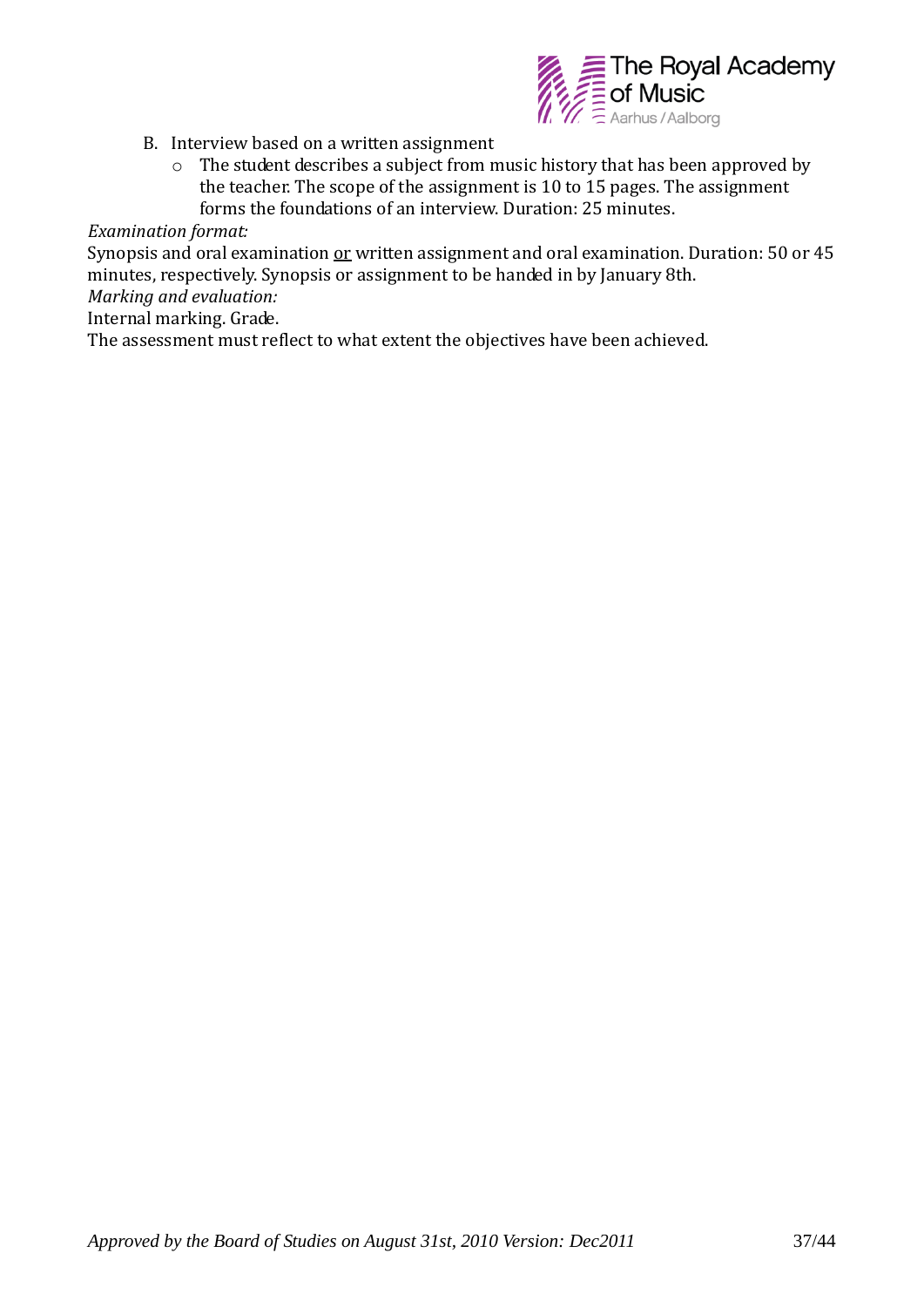B. Interview based on a written assignment
   - The student describes a subject from music history that has been approved by the teacher. The scope of the assignment is 10 to 15 pages. The assignment forms the foundations of an interview. Duration: 25 minutes.

*Examination format:*

Synopsis and oral examination <u>or</u> written assignment and oral examination. Duration: 50 or 45 minutes, respectively. Synopsis or assignment to be handed in by January 8th.

*Marking and evaluation:*

Internal marking. Grade.

The assessment must reflect to what extent the objectives have been achieved.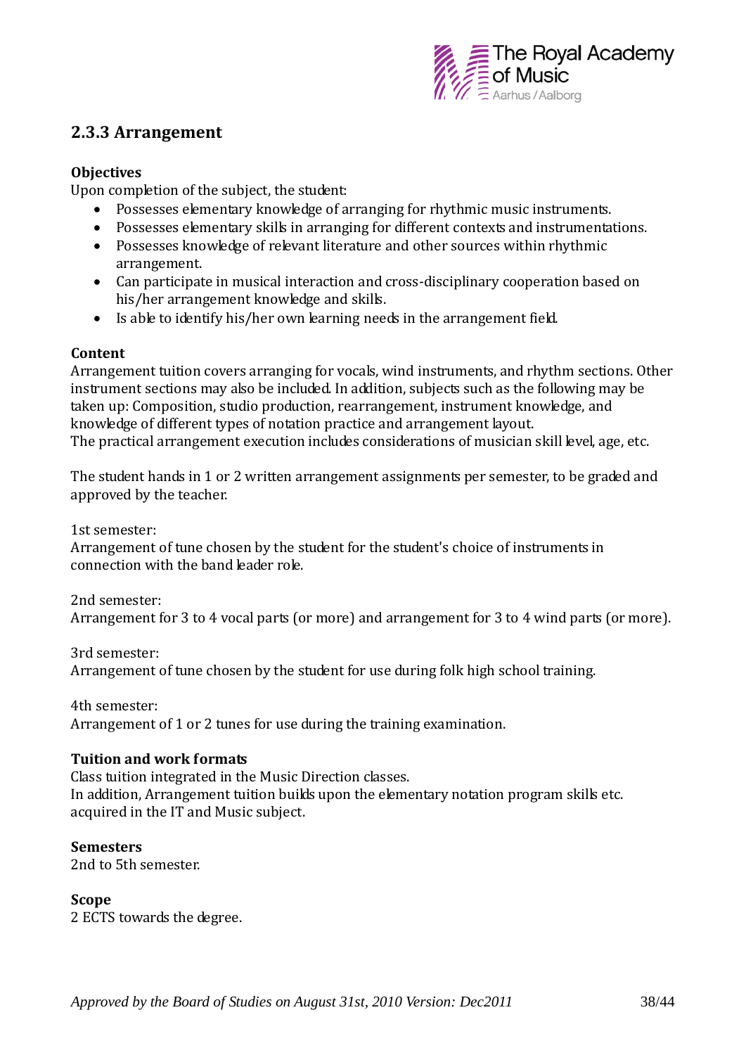## 2.3.3 Arrangement

**Objectives**

Upon completion of the subject, the student:

- Possesses elementary knowledge of arranging for rhythmic music instruments.
- Possesses elementary skills in arranging for different contexts and instrumentations.
- Possesses knowledge of relevant literature and other sources within rhythmic arrangement.
- Can participate in musical interaction and cross-disciplinary cooperation based on his/her arrangement knowledge and skills.
- Is able to identify his/her own learning needs in the arrangement field.

**Content**

Arrangement tuition covers arranging for vocals, wind instruments, and rhythm sections. Other instrument sections may also be included. In addition, subjects such as the following may be taken up: Composition, studio production, rearrangement, instrument knowledge, and knowledge of different types of notation practice and arrangement layout.
The practical arrangement execution includes considerations of musician skill level, age, etc.

The student hands in 1 or 2 written arrangement assignments per semester, to be graded and approved by the teacher.

1st semester:
Arrangement of tune chosen by the student for the student's choice of instruments in connection with the band leader role.

2nd semester:
Arrangement for 3 to 4 vocal parts (or more) and arrangement for 3 to 4 wind parts (or more).

3rd semester:
Arrangement of tune chosen by the student for use during folk high school training.

4th semester:
Arrangement of 1 or 2 tunes for use during the training examination.

**Tuition and work formats**

Class tuition integrated in the Music Direction classes.
In addition, Arrangement tuition builds upon the elementary notation program skills etc. acquired in the IT and Music subject.

**Semesters**

2nd to 5th semester.

**Scope**

2 ECTS towards the degree.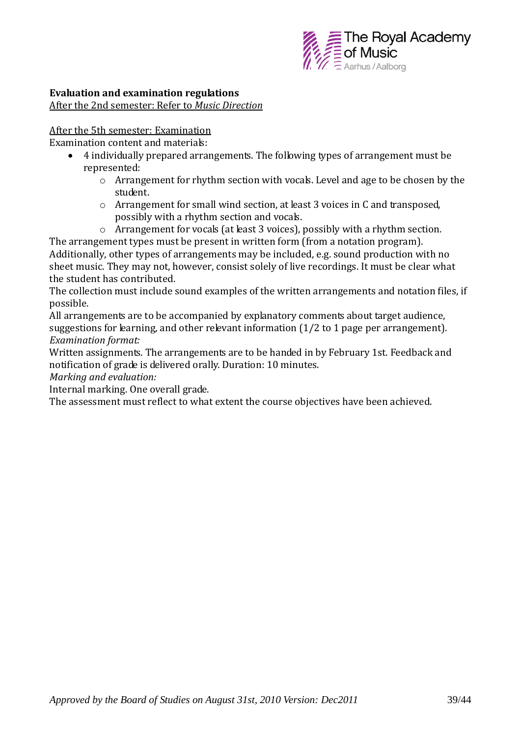**Evaluation and examination regulations**

After the 2nd semester: Refer to *Music Direction*

After the 5th semester: Examination

Examination content and materials:

- 4 individually prepared arrangements. The following types of arrangement must be represented:
    - Arrangement for rhythm section with vocals. Level and age to be chosen by the student.
    - Arrangement for small wind section, at least 3 voices in C and transposed, possibly with a rhythm section and vocals.
    - Arrangement for vocals (at least 3 voices), possibly with a rhythm section.

The arrangement types must be present in written form (from a notation program).

Additionally, other types of arrangements may be included, e.g. sound production with no sheet music. They may not, however, consist solely of live recordings. It must be clear what the student has contributed.

The collection must include sound examples of the written arrangements and notation files, if possible.

All arrangements are to be accompanied by explanatory comments about target audience, suggestions for learning, and other relevant information (1/2 to 1 page per arrangement).

*Examination format:*

Written assignments. The arrangements are to be handed in by February 1st. Feedback and notification of grade is delivered orally. Duration: 10 minutes.

*Marking and evaluation:*

Internal marking. One overall grade.

The assessment must reflect to what extent the course objectives have been achieved.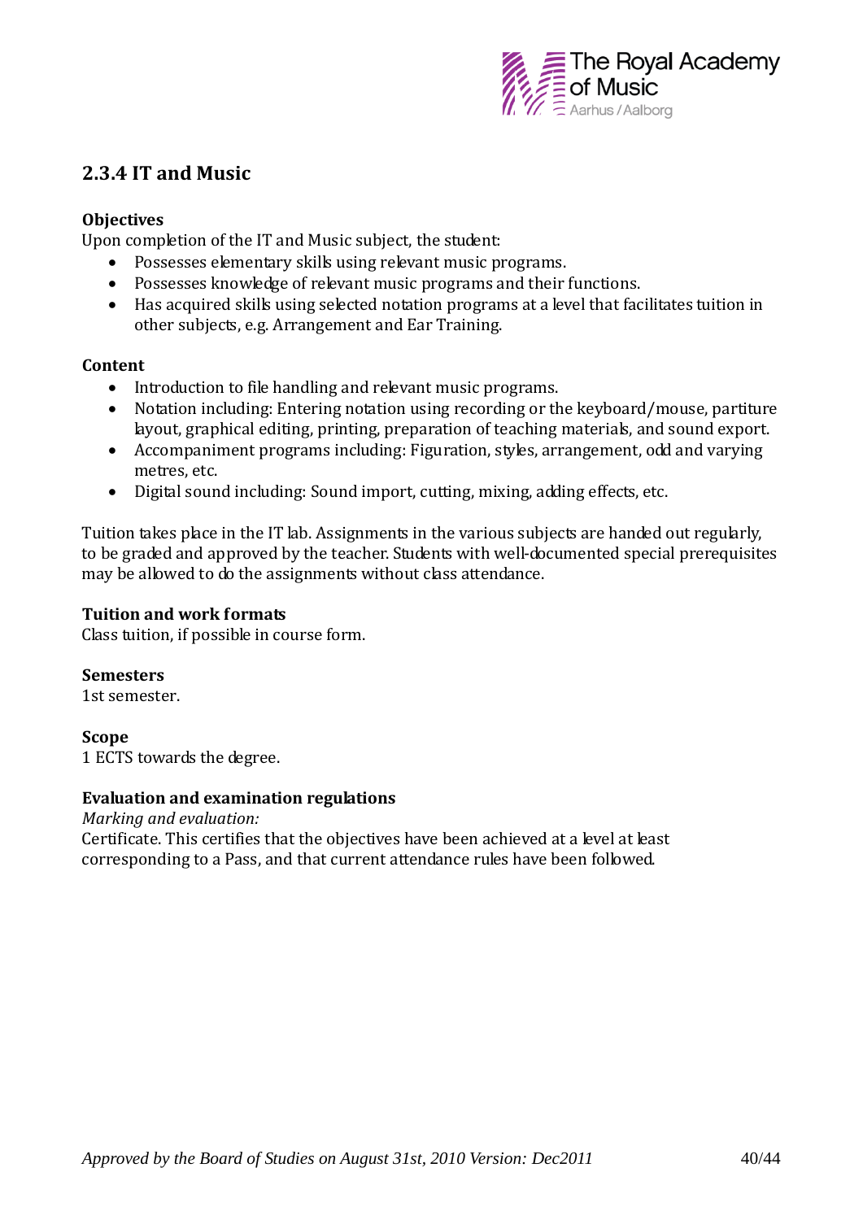## 2.3.4 IT and Music

**Objectives**

Upon completion of the IT and Music subject, the student:

- Possesses elementary skills using relevant music programs.
- Possesses knowledge of relevant music programs and their functions.
- Has acquired skills using selected notation programs at a level that facilitates tuition in other subjects, e.g. Arrangement and Ear Training.

**Content**

- Introduction to file handling and relevant music programs.
- Notation including: Entering notation using recording or the keyboard/mouse, partiture layout, graphical editing, printing, preparation of teaching materials, and sound export.
- Accompaniment programs including: Figuration, styles, arrangement, odd and varying metres, etc.
- Digital sound including: Sound import, cutting, mixing, adding effects, etc.

Tuition takes place in the IT lab. Assignments in the various subjects are handed out regularly, to be graded and approved by the teacher. Students with well-documented special prerequisites may be allowed to do the assignments without class attendance.

**Tuition and work formats**

Class tuition, if possible in course form.

**Semesters**

1st semester.

**Scope**

1 ECTS towards the degree.

**Evaluation and examination regulations**

*Marking and evaluation:*

Certificate. This certifies that the objectives have been achieved at a level at least corresponding to a Pass, and that current attendance rules have been followed.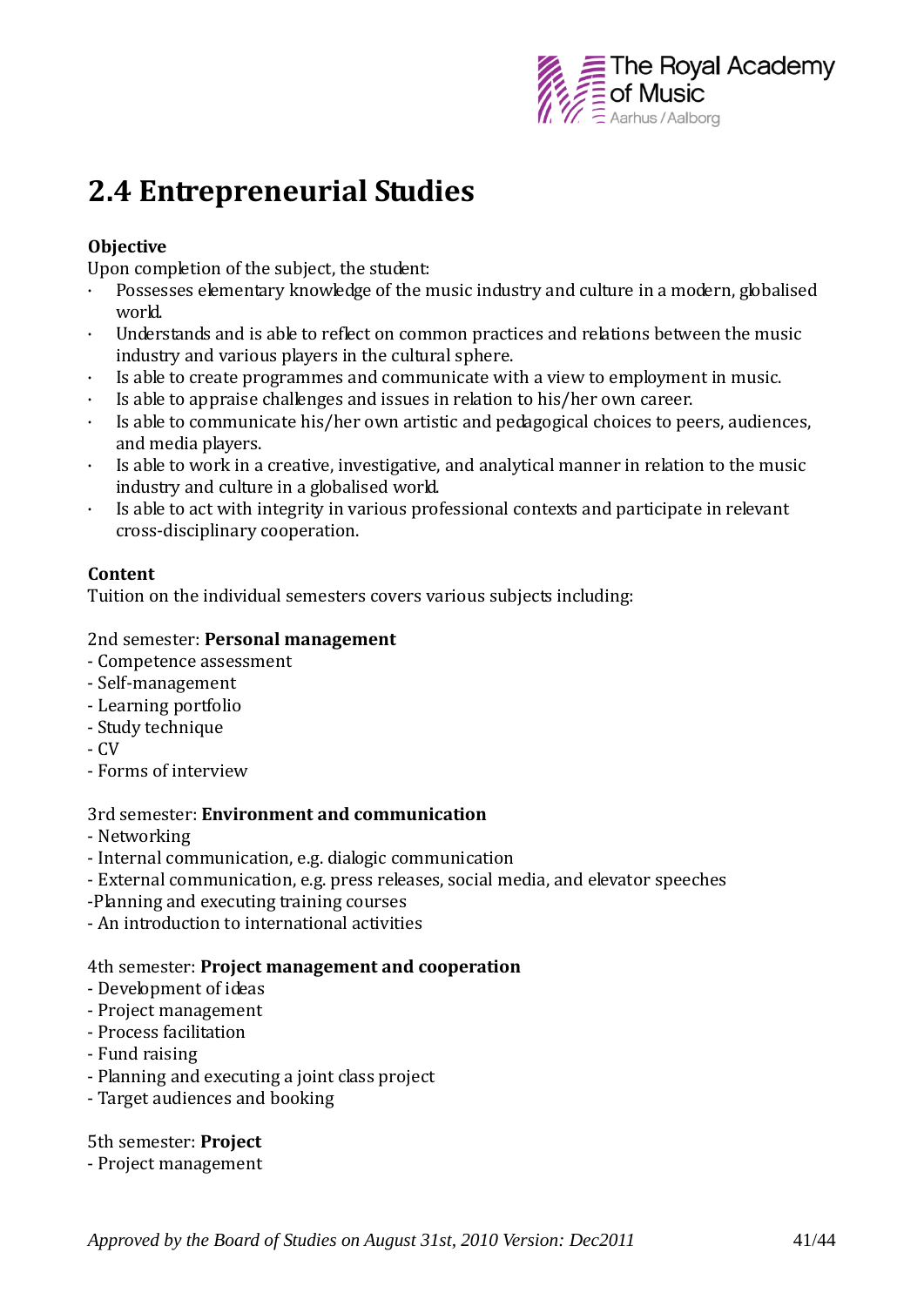# 2.4 Entrepreneurial Studies

**Objective**

Upon completion of the subject, the student:

- Possesses elementary knowledge of the music industry and culture in a modern, globalised world.
- Understands and is able to reflect on common practices and relations between the music industry and various players in the cultural sphere.
- Is able to create programmes and communicate with a view to employment in music.
- Is able to appraise challenges and issues in relation to his/her own career.
- Is able to communicate his/her own artistic and pedagogical choices to peers, audiences, and media players.
- Is able to work in a creative, investigative, and analytical manner in relation to the music industry and culture in a globalised world.
- Is able to act with integrity in various professional contexts and participate in relevant cross-disciplinary cooperation.

**Content**

Tuition on the individual semesters covers various subjects including:

2nd semester: **Personal management**

- Competence assessment
- Self-management
- Learning portfolio
- Study technique
- CV
- Forms of interview

3rd semester: **Environment and communication**

- Networking
- Internal communication, e.g. dialogic communication
- External communication, e.g. press releases, social media, and elevator speeches
- Planning and executing training courses
- An introduction to international activities

4th semester: **Project management and cooperation**

- Development of ideas
- Project management
- Process facilitation
- Fund raising
- Planning and executing a joint class project
- Target audiences and booking

5th semester: **Project**

- Project management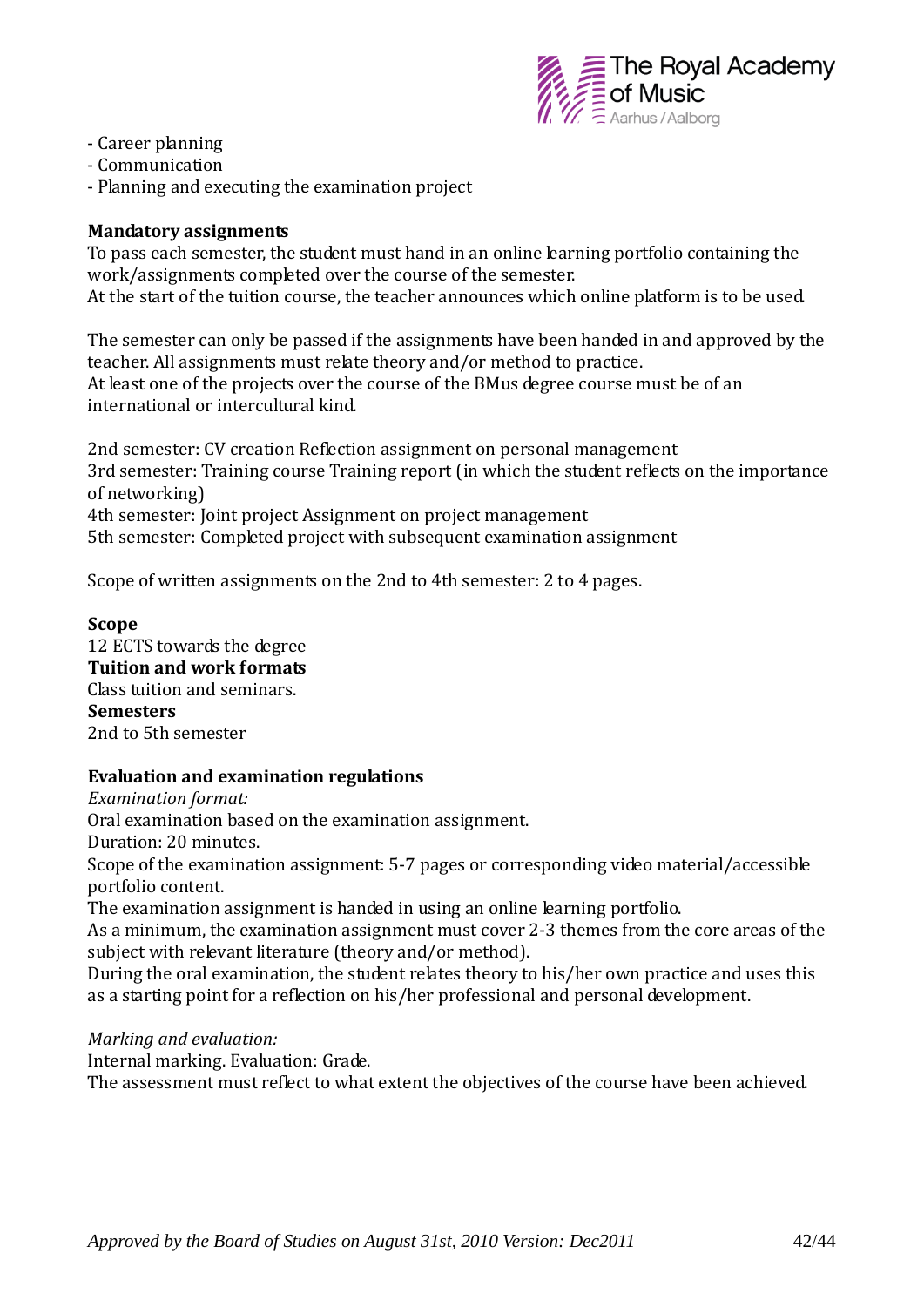- Career planning
- Communication
- Planning and executing the examination project

**Mandatory assignments**

To pass each semester, the student must hand in an online learning portfolio containing the work/assignments completed over the course of the semester.
At the start of the tuition course, the teacher announces which online platform is to be used.

The semester can only be passed if the assignments have been handed in and approved by the teacher. All assignments must relate theory and/or method to practice.
At least one of the projects over the course of the BMus degree course must be of an international or intercultural kind.

2nd semester: CV creation Reflection assignment on personal management
3rd semester: Training course Training report (in which the student reflects on the importance of networking)
4th semester: Joint project Assignment on project management
5th semester: Completed project with subsequent examination assignment

Scope of written assignments on the 2nd to 4th semester: 2 to 4 pages.

**Scope**
12 ECTS towards the degree
**Tuition and work formats**
Class tuition and seminars.
**Semesters**
2nd to 5th semester

**Evaluation and examination regulations**

*Examination format:*
Oral examination based on the examination assignment.
Duration: 20 minutes.
Scope of the examination assignment: 5-7 pages or corresponding video material/accessible portfolio content.
The examination assignment is handed in using an online learning portfolio.
As a minimum, the examination assignment must cover 2-3 themes from the core areas of the subject with relevant literature (theory and/or method).
During the oral examination, the student relates theory to his/her own practice and uses this as a starting point for a reflection on his/her professional and personal development.

*Marking and evaluation:*
Internal marking. Evaluation: Grade.
The assessment must reflect to what extent the objectives of the course have been achieved.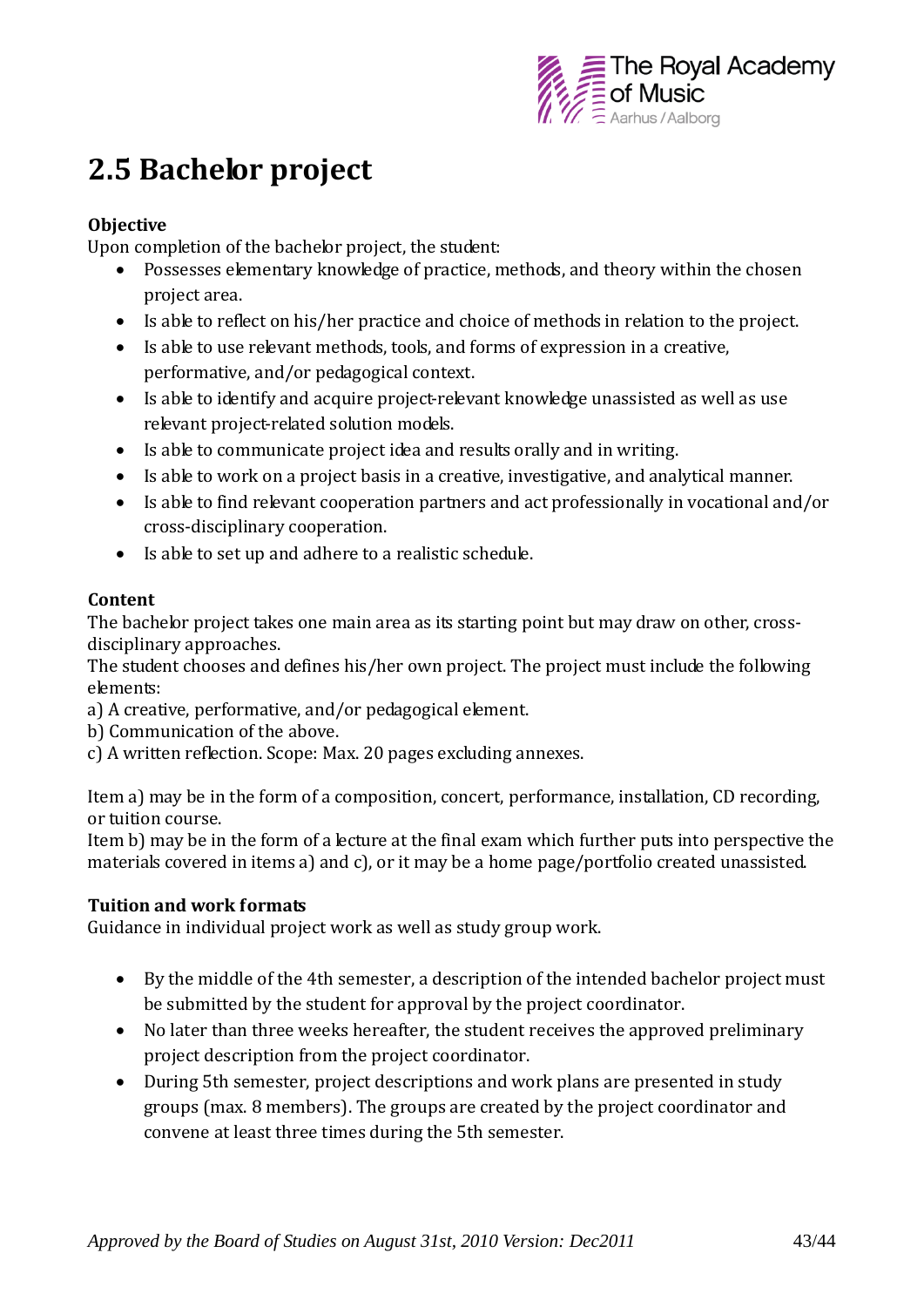# 2.5 Bachelor project

**Objective**

Upon completion of the bachelor project, the student:

- Possesses elementary knowledge of practice, methods, and theory within the chosen project area.
- Is able to reflect on his/her practice and choice of methods in relation to the project.
- Is able to use relevant methods, tools, and forms of expression in a creative, performative, and/or pedagogical context.
- Is able to identify and acquire project-relevant knowledge unassisted as well as use relevant project-related solution models.
- Is able to communicate project idea and results orally and in writing.
- Is able to work on a project basis in a creative, investigative, and analytical manner.
- Is able to find relevant cooperation partners and act professionally in vocational and/or cross-disciplinary cooperation.
- Is able to set up and adhere to a realistic schedule.

**Content**

The bachelor project takes one main area as its starting point but may draw on other, cross-disciplinary approaches.

The student chooses and defines his/her own project. The project must include the following elements:

a) A creative, performative, and/or pedagogical element.
b) Communication of the above.
c) A written reflection. Scope: Max. 20 pages excluding annexes.

Item a) may be in the form of a composition, concert, performance, installation, CD recording, or tuition course.

Item b) may be in the form of a lecture at the final exam which further puts into perspective the materials covered in items a) and c), or it may be a home page/portfolio created unassisted.

**Tuition and work formats**

Guidance in individual project work as well as study group work.

- By the middle of the 4th semester, a description of the intended bachelor project must be submitted by the student for approval by the project coordinator.
- No later than three weeks hereafter, the student receives the approved preliminary project description from the project coordinator.
- During 5th semester, project descriptions and work plans are presented in study groups (max. 8 members). The groups are created by the project coordinator and convene at least three times during the 5th semester.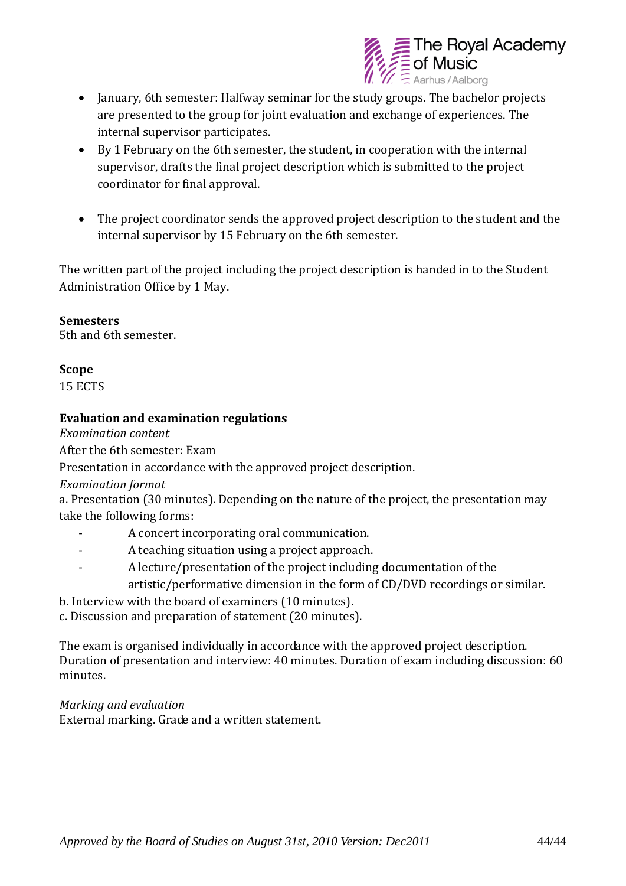- January, 6th semester: Halfway seminar for the study groups. The bachelor projects are presented to the group for joint evaluation and exchange of experiences. The internal supervisor participates.
- By 1 February on the 6th semester, the student, in cooperation with the internal supervisor, drafts the final project description which is submitted to the project coordinator for final approval.
- The project coordinator sends the approved project description to the student and the internal supervisor by 15 February on the 6th semester.

The written part of the project including the project description is handed in to the Student Administration Office by 1 May.

**Semesters**
5th and 6th semester.

**Scope**
15 ECTS

**Evaluation and examination regulations**

*Examination content*

After the 6th semester: Exam

Presentation in accordance with the approved project description.

*Examination format*

a. Presentation (30 minutes). Depending on the nature of the project, the presentation may take the following forms:

- A concert incorporating oral communication.
- A teaching situation using a project approach.
- A lecture/presentation of the project including documentation of the artistic/performative dimension in the form of CD/DVD recordings or similar.

b. Interview with the board of examiners (10 minutes).

c. Discussion and preparation of statement (20 minutes).

The exam is organised individually in accordance with the approved project description. Duration of presentation and interview: 40 minutes. Duration of exam including discussion: 60 minutes.

*Marking and evaluation*

External marking. Grade and a written statement.